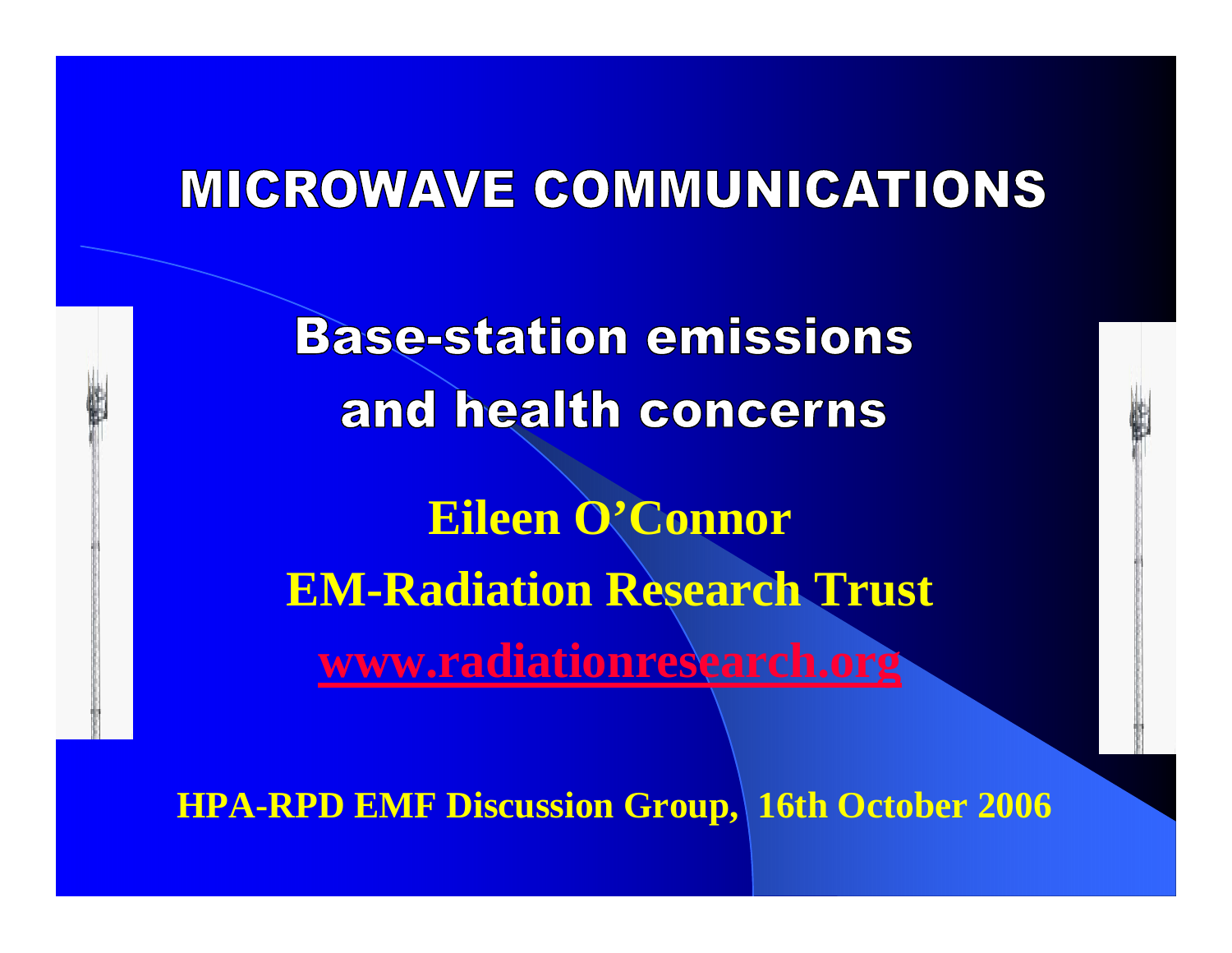# MICROWAVE COMMUNICATIONS

## Base-station emissions and health concerns

**Eileen O'Connor**

**EM-Radiation Research Trust**

**www.radiationresearch.org**

**HPA-RPD EMF Discussion Group, 16th October 2006**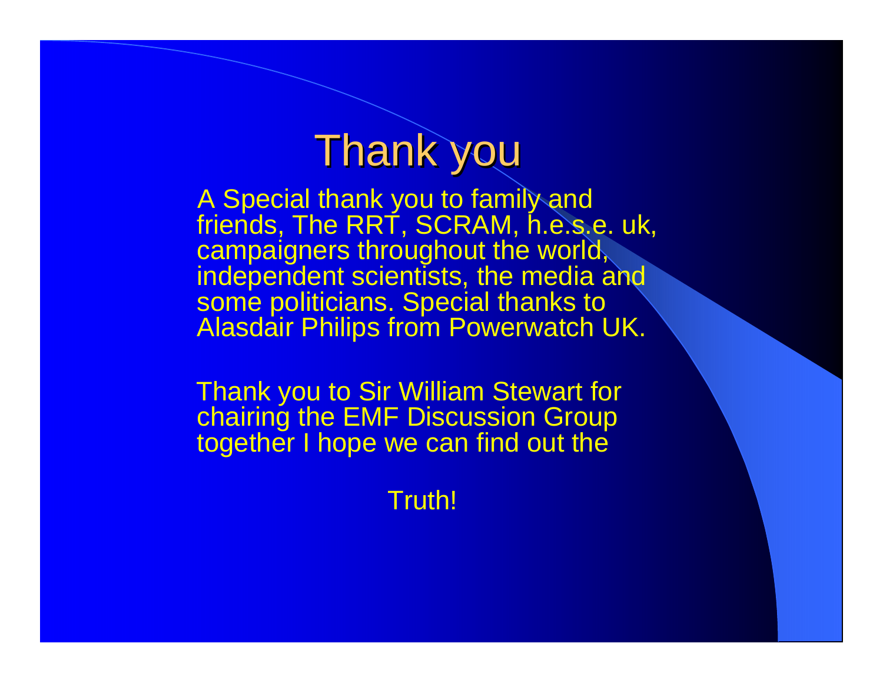# Thank you

A Special thank you to family and friends, The RRT, SCRAM, h.e.s.e. uk, campaigners throughout the world, independent scientists, the media and some politicians. Special thanks to Alasdair Philips from Powerwatch UK.

Thank you to Sir William Stewart for chairing the EMF Discussion Group together I hope we can find out the

Truth!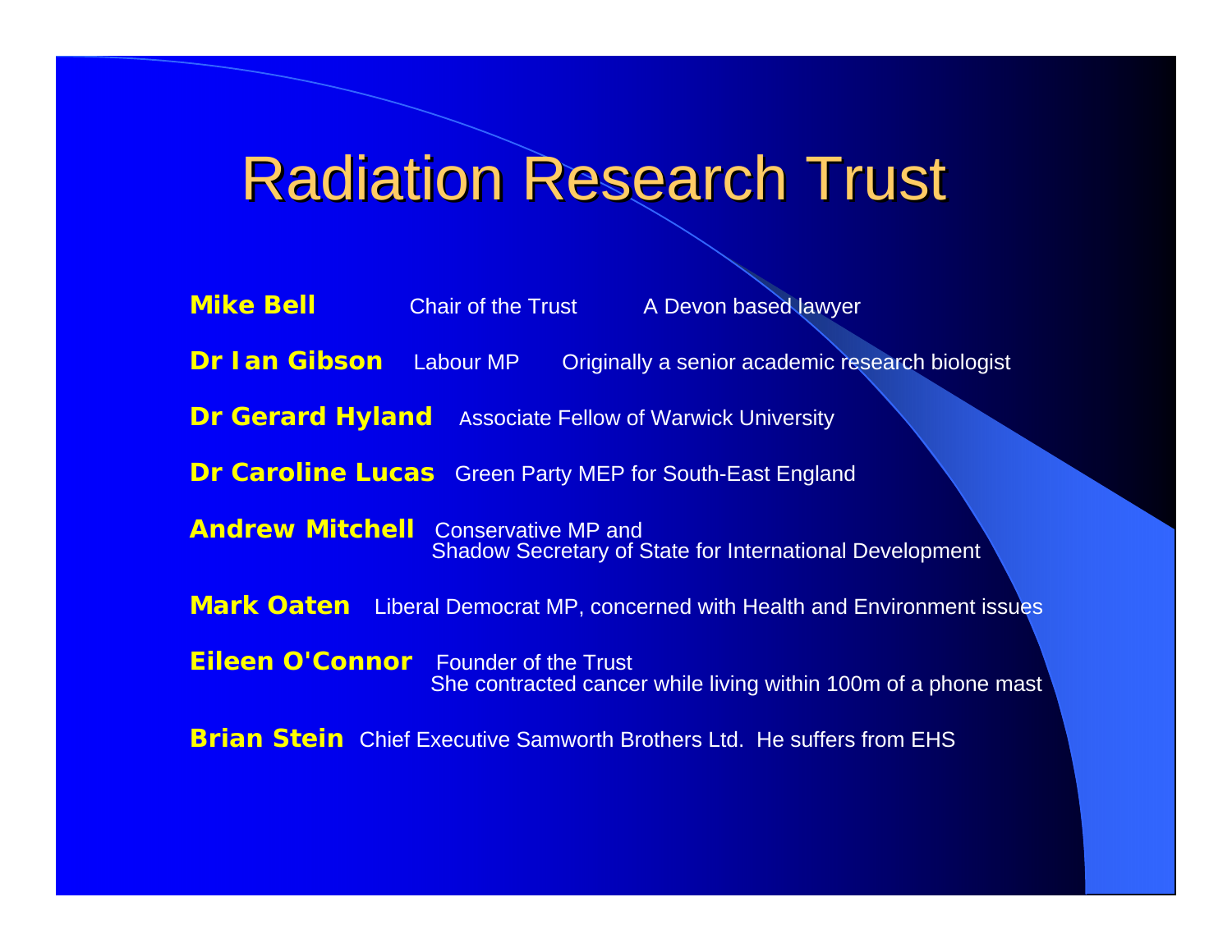# Radiation Research Trust

**Mike Bell** Chair of the Trust A Devon based lawyer

**Dr Ian Gibson** Labour MP Originally a senior academic research biologist

**Dr Gerard Hyland** Associate Fellow of Warwick University

**Dr Caroline Lucas** Green Party MEP for South-East England

**Andrew Mitchell** Conservative MP and
Shadow Secretary of State for International Development

**Mark Oaten** Liberal Democrat MP, concerned with Health and Environment issues

**Eileen O'Connor** Founder of the Trust
She contracted cancer while living within 100m of a phone mast

**Brian Stein** Chief Executive Samworth Brothers Ltd. He suffers from EHS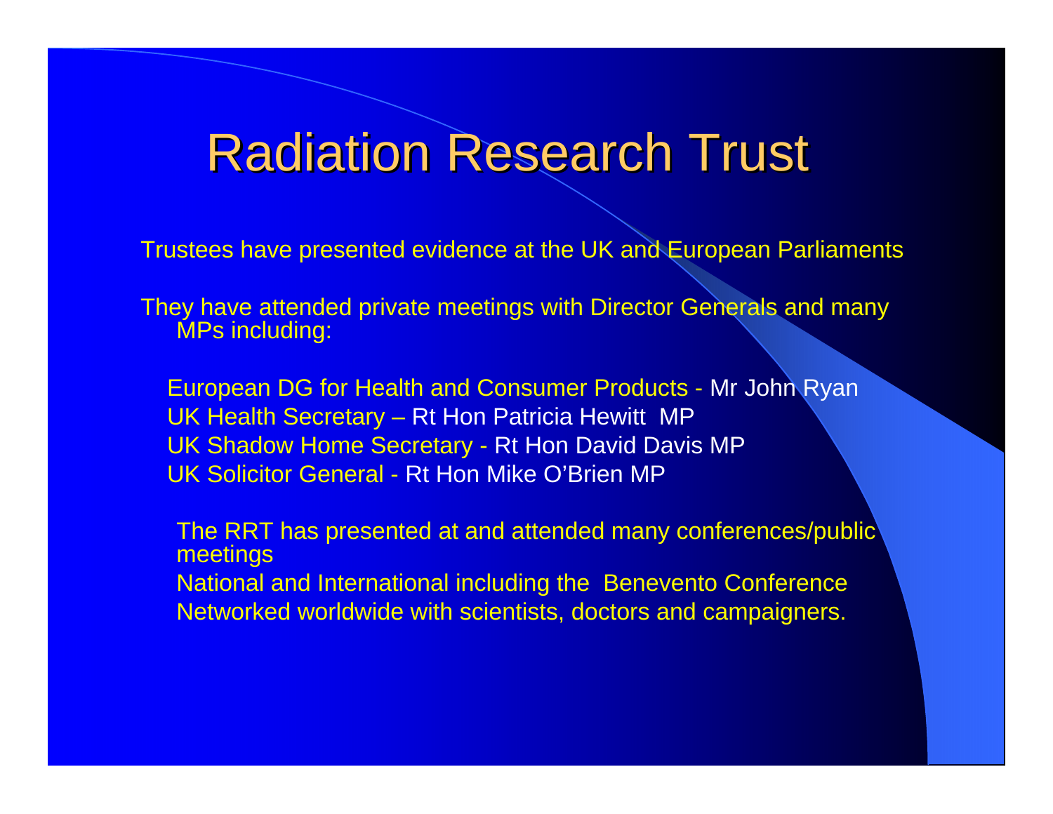# Radiation Research Trust

Trustees have presented evidence at the UK and European Parliaments

They have attended private meetings with Director Generals and many MPs including:

- European DG for Health and Consumer Products - Mr John Ryan
- UK Health Secretary – Rt Hon Patricia Hewitt MP
- UK Shadow Home Secretary - Rt Hon David Davis MP
- UK Solicitor General - Rt Hon Mike O'Brien MP

The RRT has presented at and attended many conferences/public meetings

National and International including the Benevento Conference

Networked worldwide with scientists, doctors and campaigners.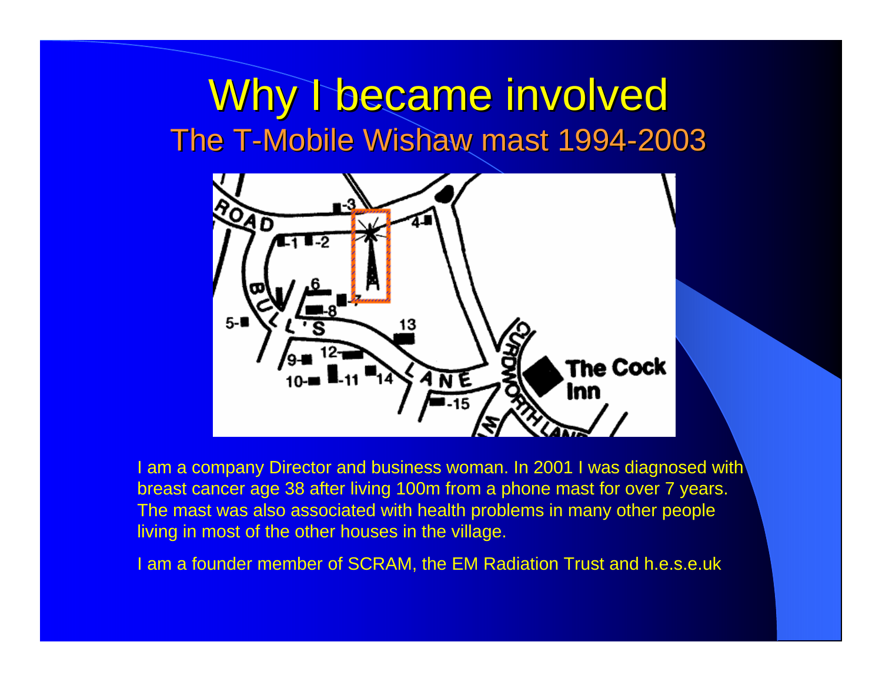# Why I became involved

## The T-Mobile Wishaw mast 1994-2003

I am a company Director and business woman. In 2001 I was diagnosed with breast cancer age 38 after living 100m from a phone mast for over 7 years. The mast was also associated with health problems in many other people living in most of the other houses in the village.

I am a founder member of SCRAM, the EM Radiation Trust and h.e.s.e.uk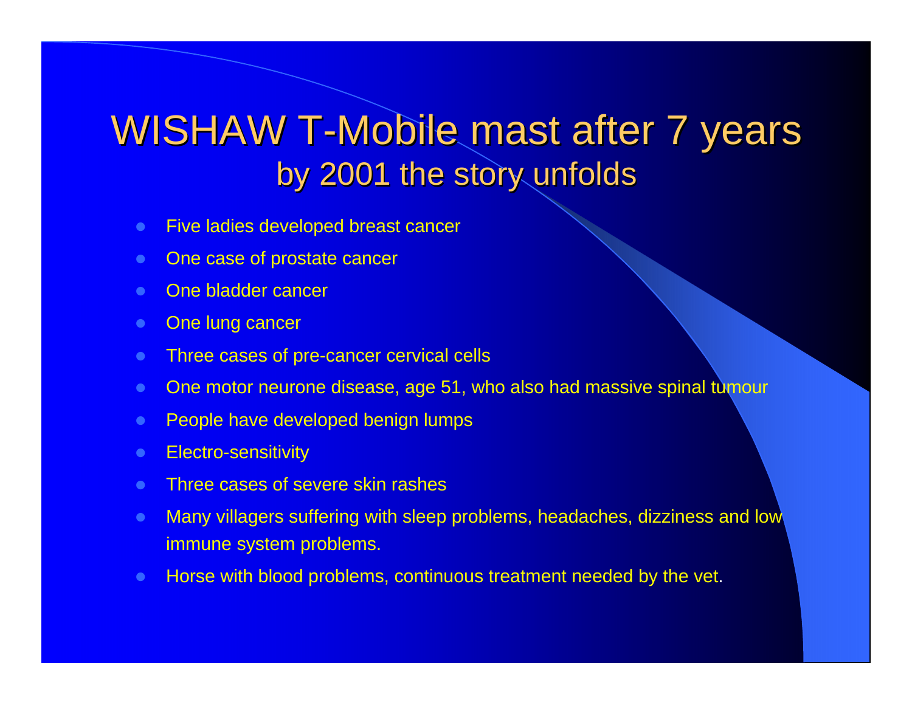# WISHAW T-Mobile mast after 7 years

## by 2001 the story unfolds

- Five ladies developed breast cancer
- One case of prostate cancer
- One bladder cancer
- One lung cancer
- Three cases of pre-cancer cervical cells
- One motor neurone disease, age 51, who also had massive spinal tumour
- People have developed benign lumps
- Electro-sensitivity
- Three cases of severe skin rashes
- Many villagers suffering with sleep problems, headaches, dizziness and low immune system problems.
- Horse with blood problems, continuous treatment needed by the vet.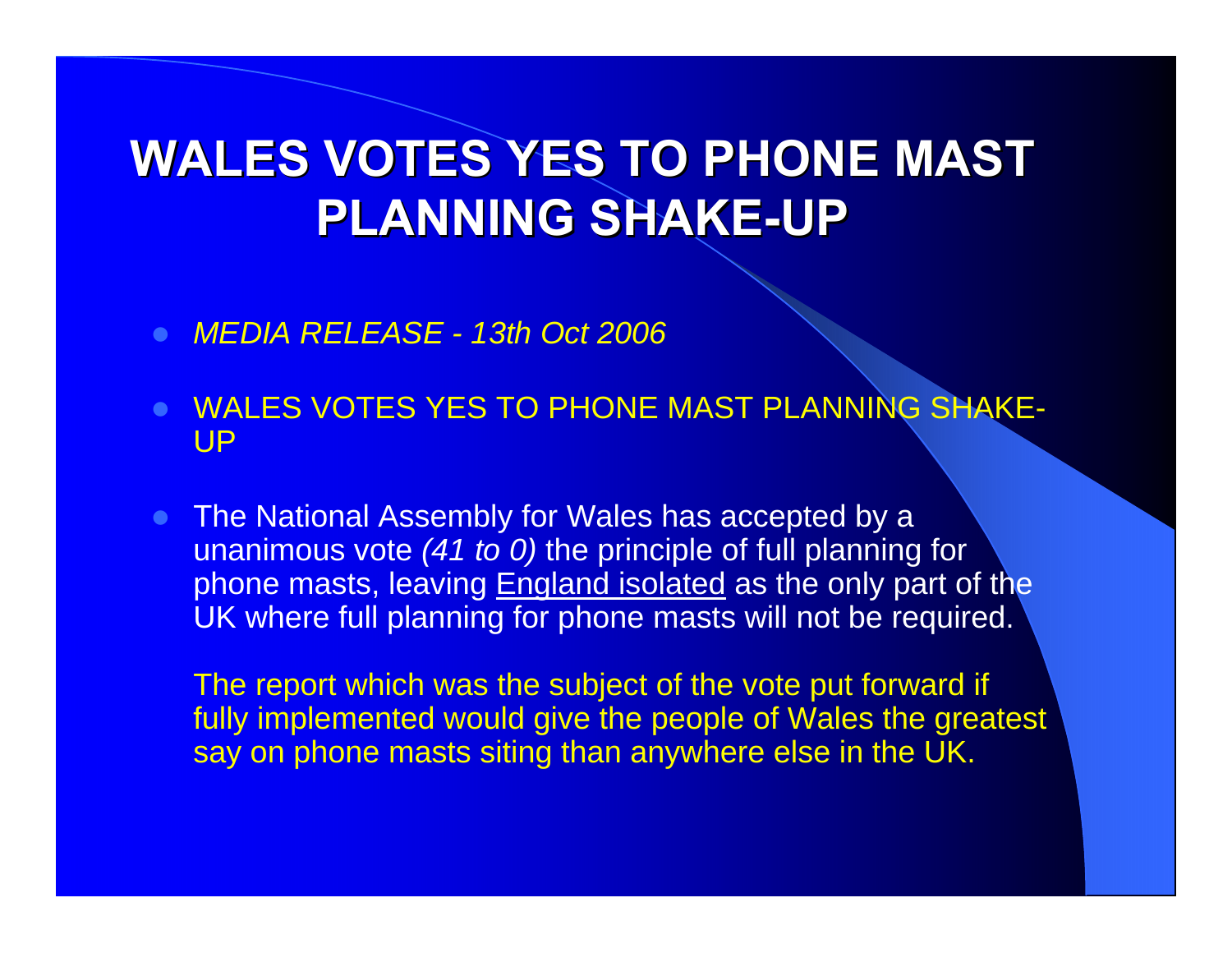# WALES VOTES YES TO PHONE MAST PLANNING SHAKE-UP

- *MEDIA RELEASE - 13th Oct 2006*
- WALES VOTES YES TO PHONE MAST PLANNING SHAKE-UP
- The National Assembly for Wales has accepted by a unanimous vote *(41 to 0)* the principle of full planning for phone masts, leaving England isolated as the only part of the UK where full planning for phone masts will not be required.

  The report which was the subject of the vote put forward if fully implemented would give the people of Wales the greatest say on phone masts siting than anywhere else in the UK.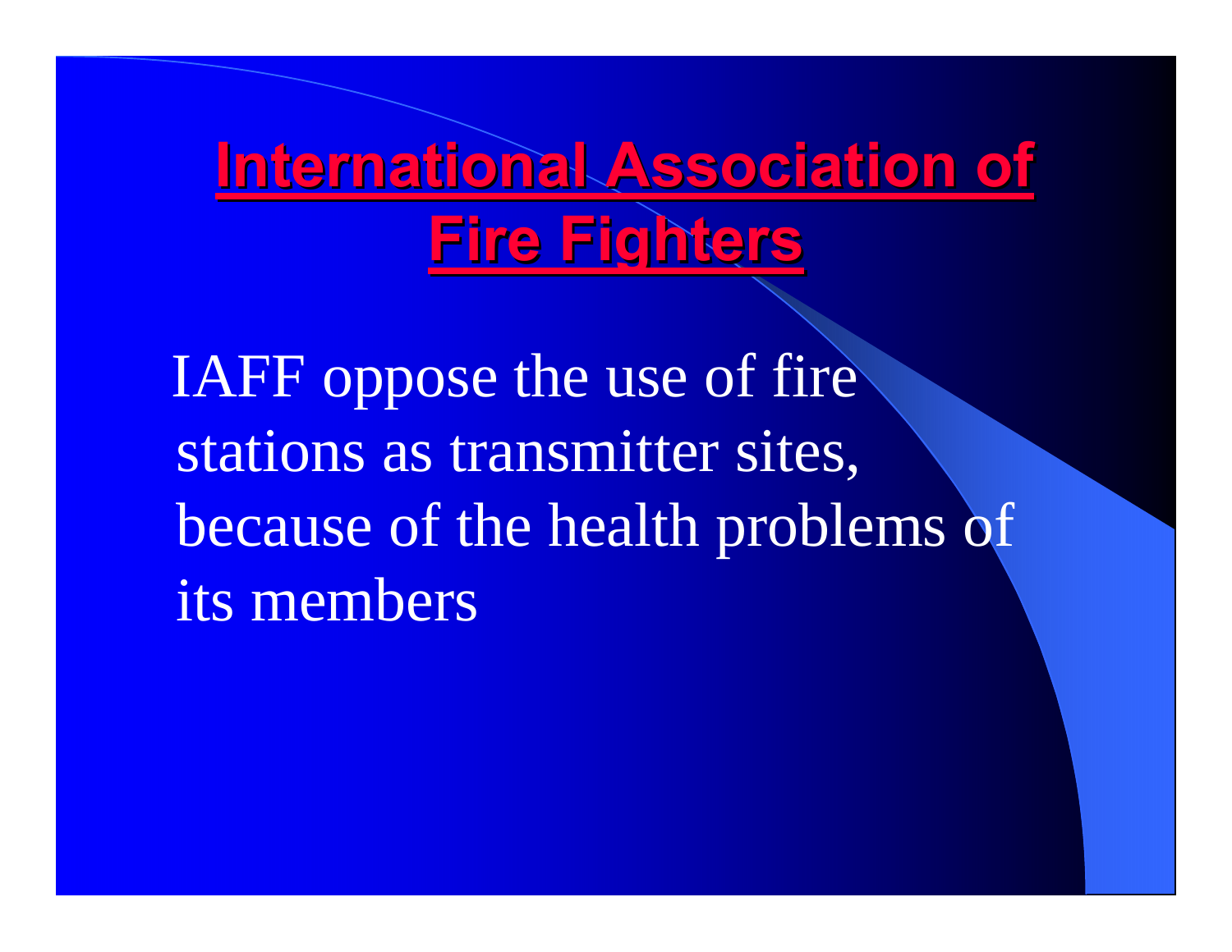# International Association of Fire Fighters

IAFF oppose the use of fire stations as transmitter sites, because of the health problems of its members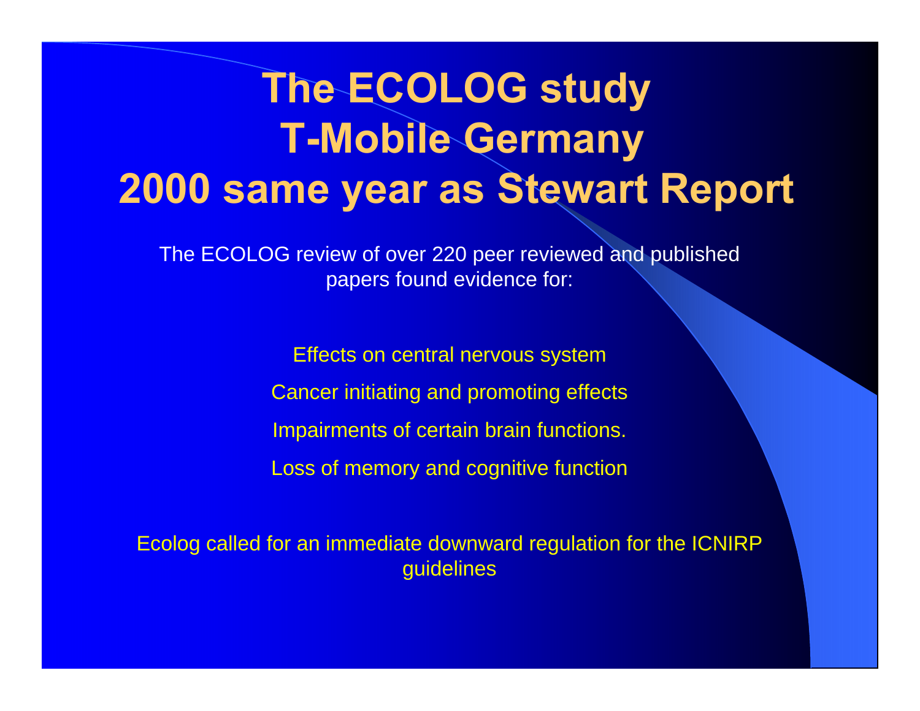# The ECOLOG study
# T-Mobile Germany
# 2000 same year as Stewart Report

The ECOLOG review of over 220 peer reviewed and published papers found evidence for:

Effects on central nervous system

Cancer initiating and promoting effects

Impairments of certain brain functions.

Loss of memory and cognitive function

Ecolog called for an immediate downward regulation for the ICNIRP guidelines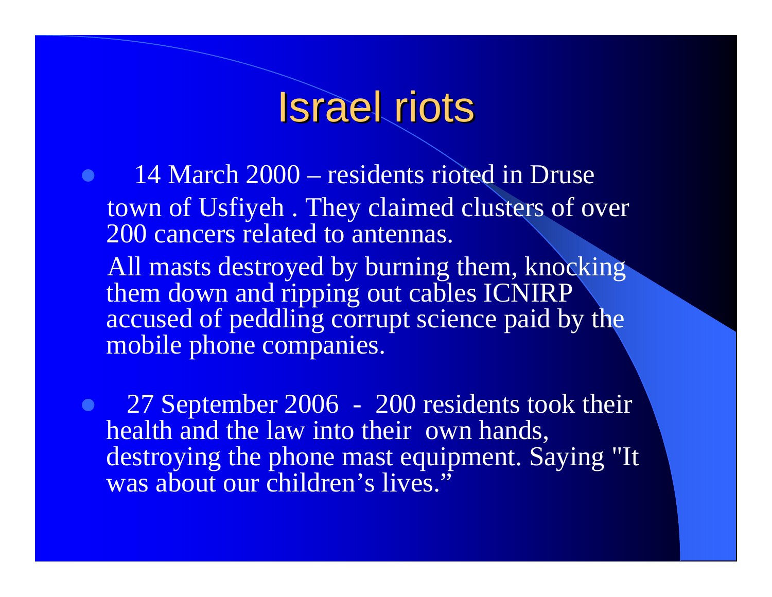# Israel riots

- 14 March 2000 – residents rioted in Druse town of Usfiyeh . They claimed clusters of over 200 cancers related to antennas.

  All masts destroyed by burning them, knocking them down and ripping out cables ICNIRP accused of peddling corrupt science paid by the mobile phone companies.

- 27 September 2006 - 200 residents took their health and the law into their own hands, destroying the phone mast equipment. Saying "It was about our children's lives."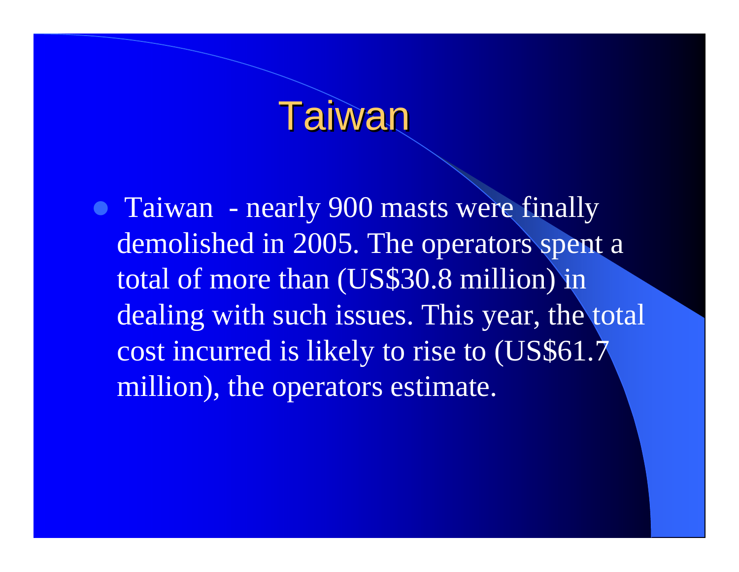# Taiwan

- Taiwan - nearly 900 masts were finally demolished in 2005. The operators spent a total of more than (US$30.8 million) in dealing with such issues. This year, the total cost incurred is likely to rise to (US$61.7 million), the operators estimate.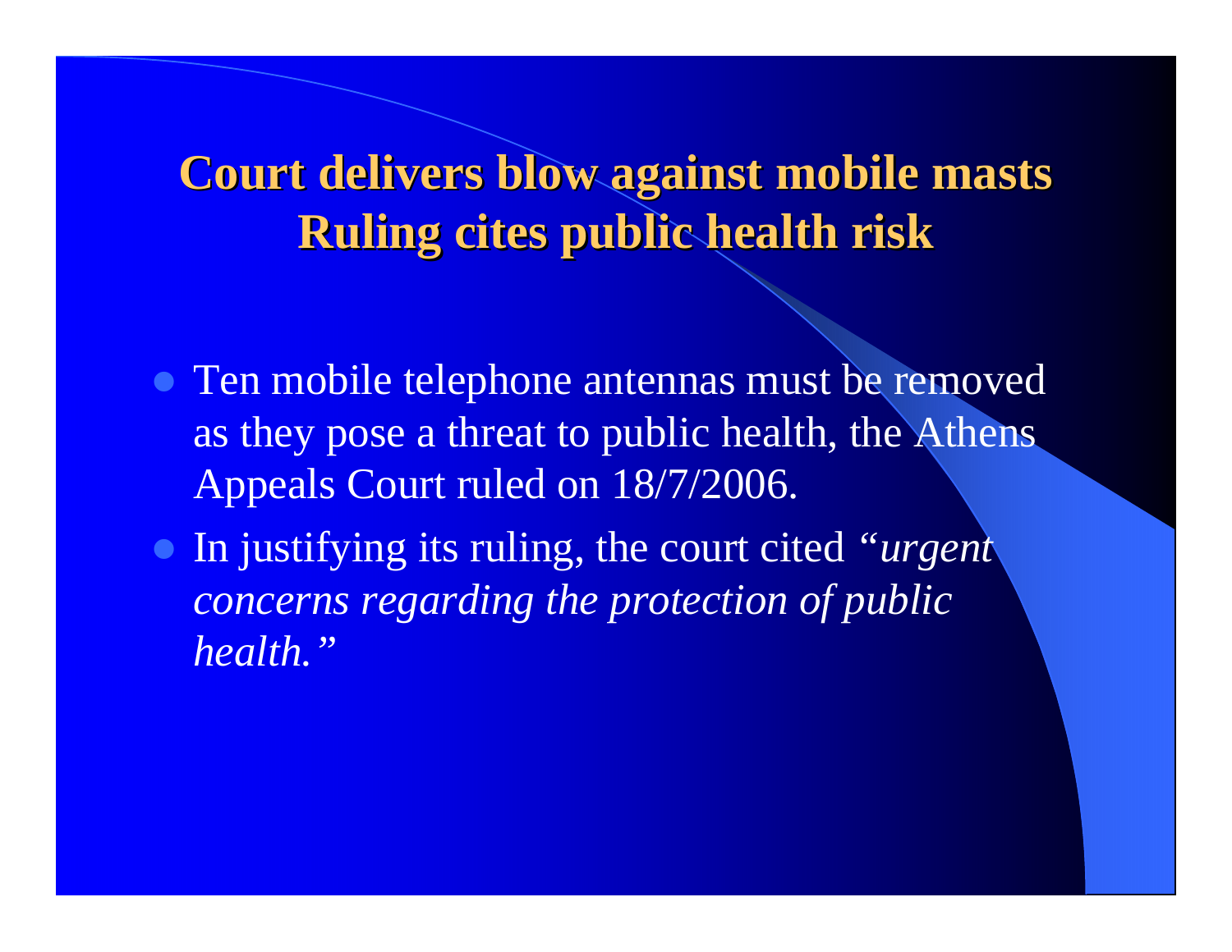# Court delivers blow against mobile masts Ruling cites public health risk

- Ten mobile telephone antennas must be removed as they pose a threat to public health, the Athens Appeals Court ruled on 18/7/2006.
- In justifying its ruling, the court cited *"urgent concerns regarding the protection of public health."*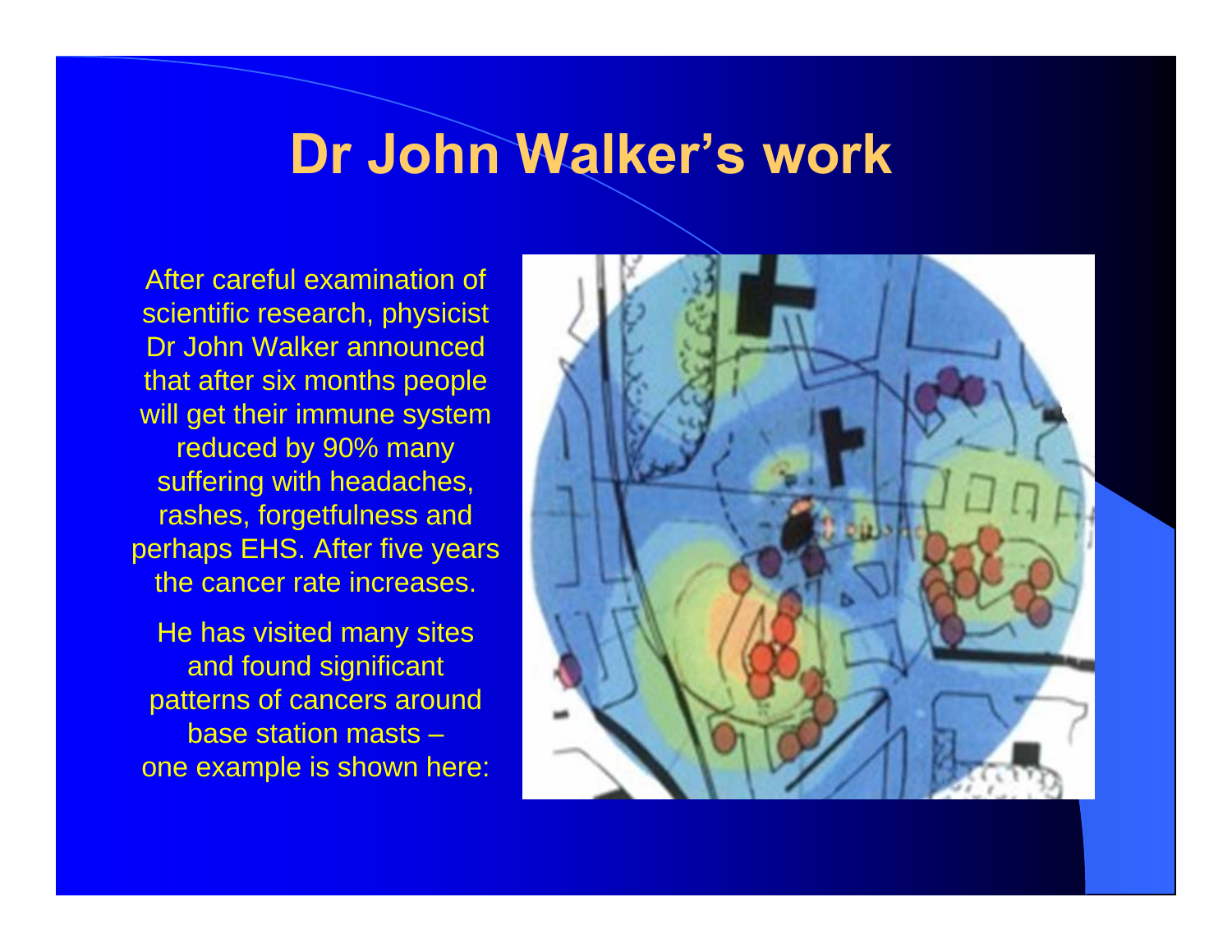# Dr John Walker's work

After careful examination of scientific research, physicist Dr John Walker announced that after six months people will get their immune system reduced by 90% many suffering with headaches, rashes, forgetfulness and perhaps EHS. After five years the cancer rate increases.

He has visited many sites and found significant patterns of cancers around base station masts – one example is shown here: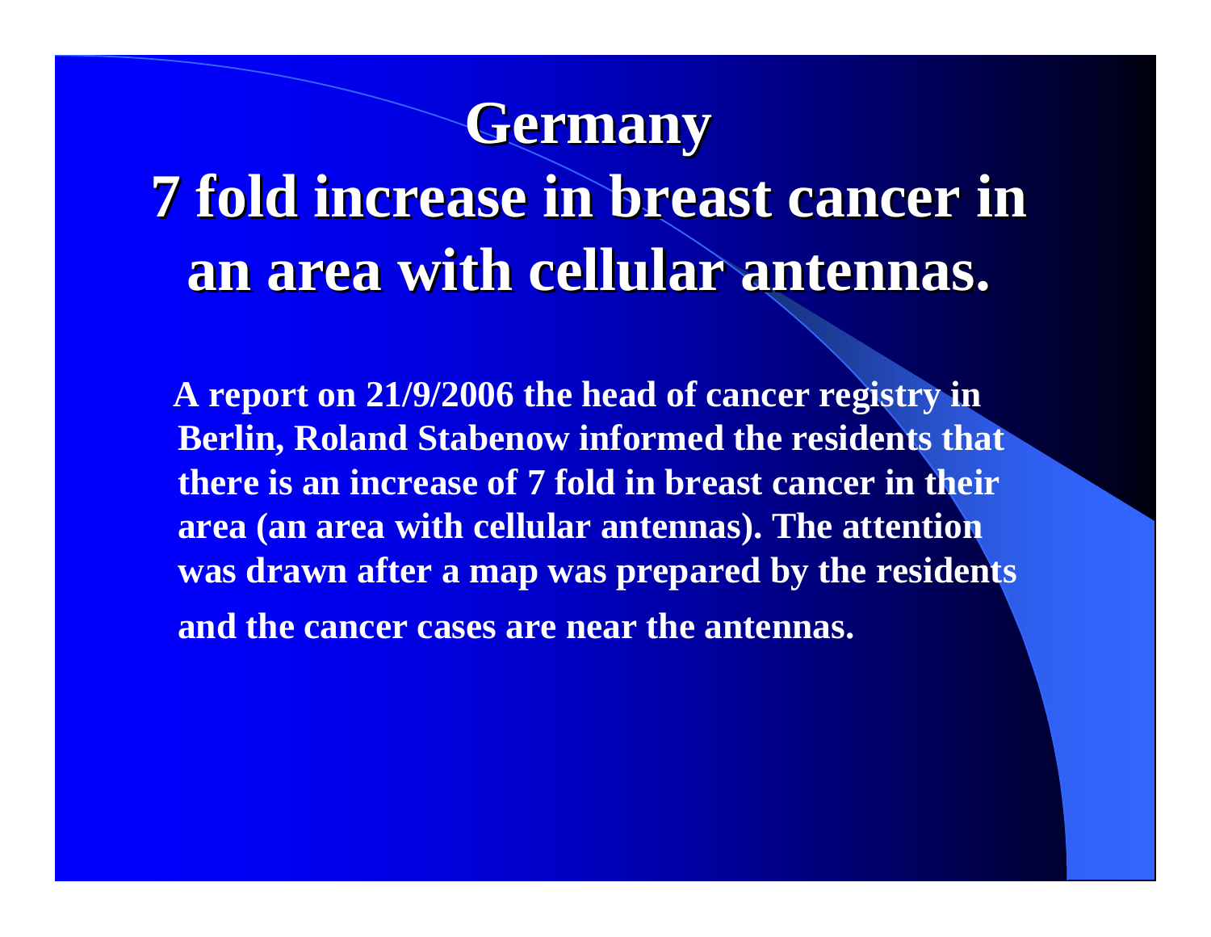# Germany

## 7 fold increase in breast cancer in an area with cellular antennas.

A report on 21/9/2006 the head of cancer registry in Berlin, Roland Stabenow informed the residents that there is an increase of 7 fold in breast cancer in their area (an area with cellular antennas). The attention was drawn after a map was prepared by the residents and the cancer cases are near the antennas.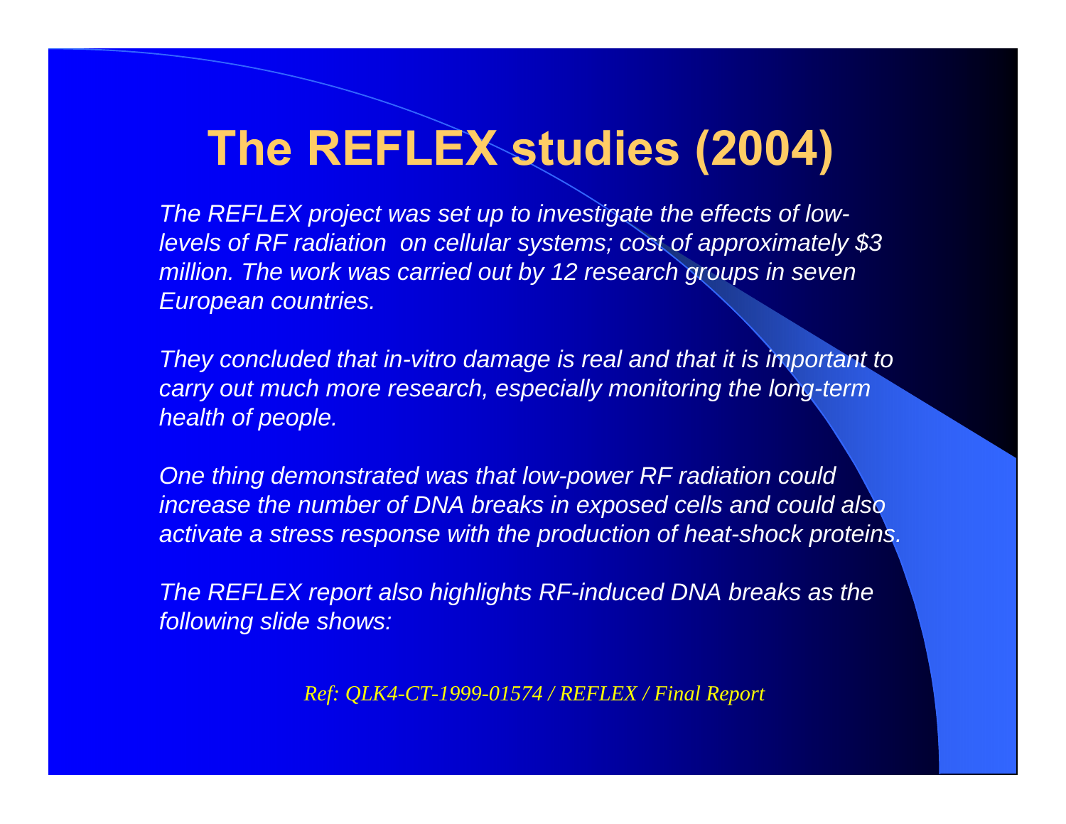# The REFLEX studies (2004)

*The REFLEX project was set up to investigate the effects of low-levels of RF radiation on cellular systems; cost of approximately $3 million. The work was carried out by 12 research groups in seven European countries.*

*They concluded that in-vitro damage is real and that it is important to carry out much more research, especially monitoring the long-term health of people.*

*One thing demonstrated was that low-power RF radiation could increase the number of DNA breaks in exposed cells and could also activate a stress response with the production of heat-shock proteins.*

*The REFLEX report also highlights RF-induced DNA breaks as the following slide shows:*

*Ref: QLK4-CT-1999-01574 / REFLEX / Final Report*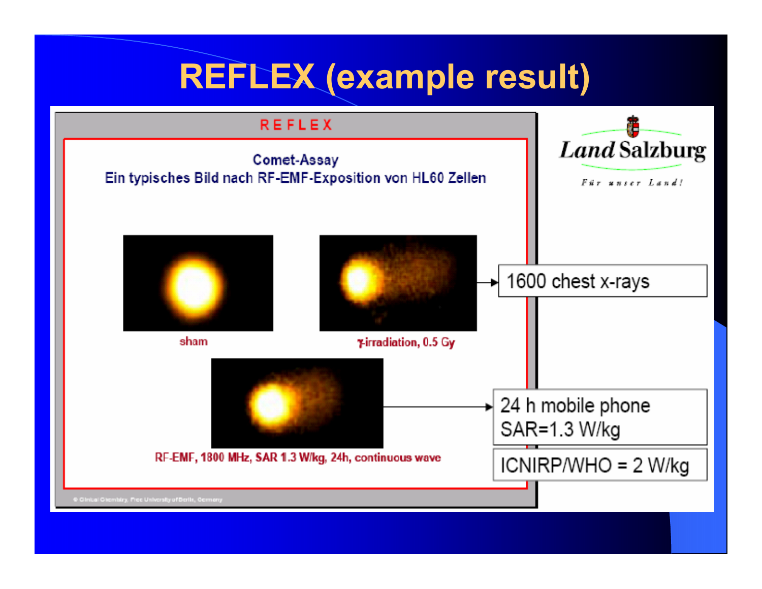# REFLEX (example result)

REFLEX

Comet-Assay
Ein typisches Bild nach RF-EMF-Exposition von HL60 Zellen

sham

γ-irradiation, 0.5 Gy

RF-EMF, 1800 MHz, SAR 1.3 W/kg, 24h, continuous wave

© Clinical Chemistry, Free University of Berlin, Germany

Land Salzburg
Für unser Land!

1600 chest x-rays

24 h mobile phone
SAR=1.3 W/kg

ICNIRP/WHO = 2 W/kg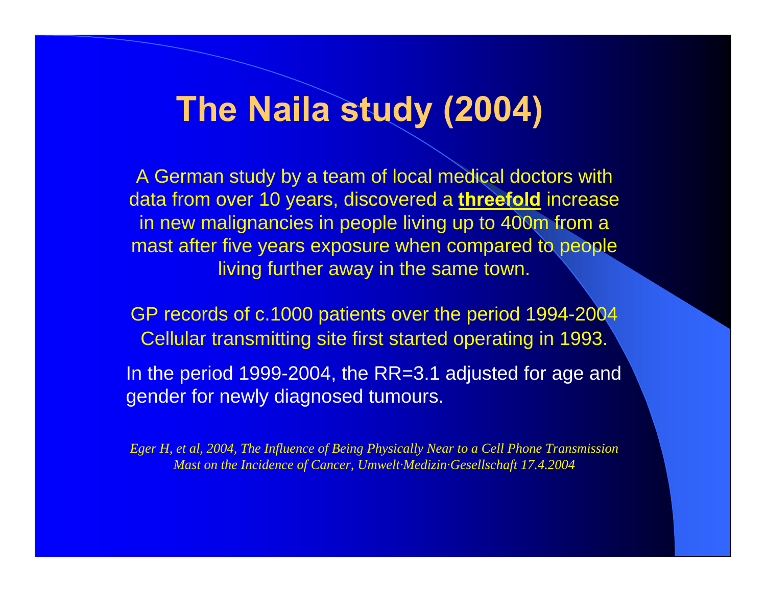# The Naila study (2004)

A German study by a team of local medical doctors with data from over 10 years, discovered a **threefold** increase in new malignancies in people living up to 400m from a mast after five years exposure when compared to people living further away in the same town.

GP records of c.1000 patients over the period 1994-2004 Cellular transmitting site first started operating in 1993.

In the period 1999-2004, the RR=3.1 adjusted for age and gender for newly diagnosed tumours.

*Eger H, et al, 2004, The Influence of Being Physically Near to a Cell Phone Transmission Mast on the Incidence of Cancer, Umwelt·Medizin·Gesellschaft 17.4.2004*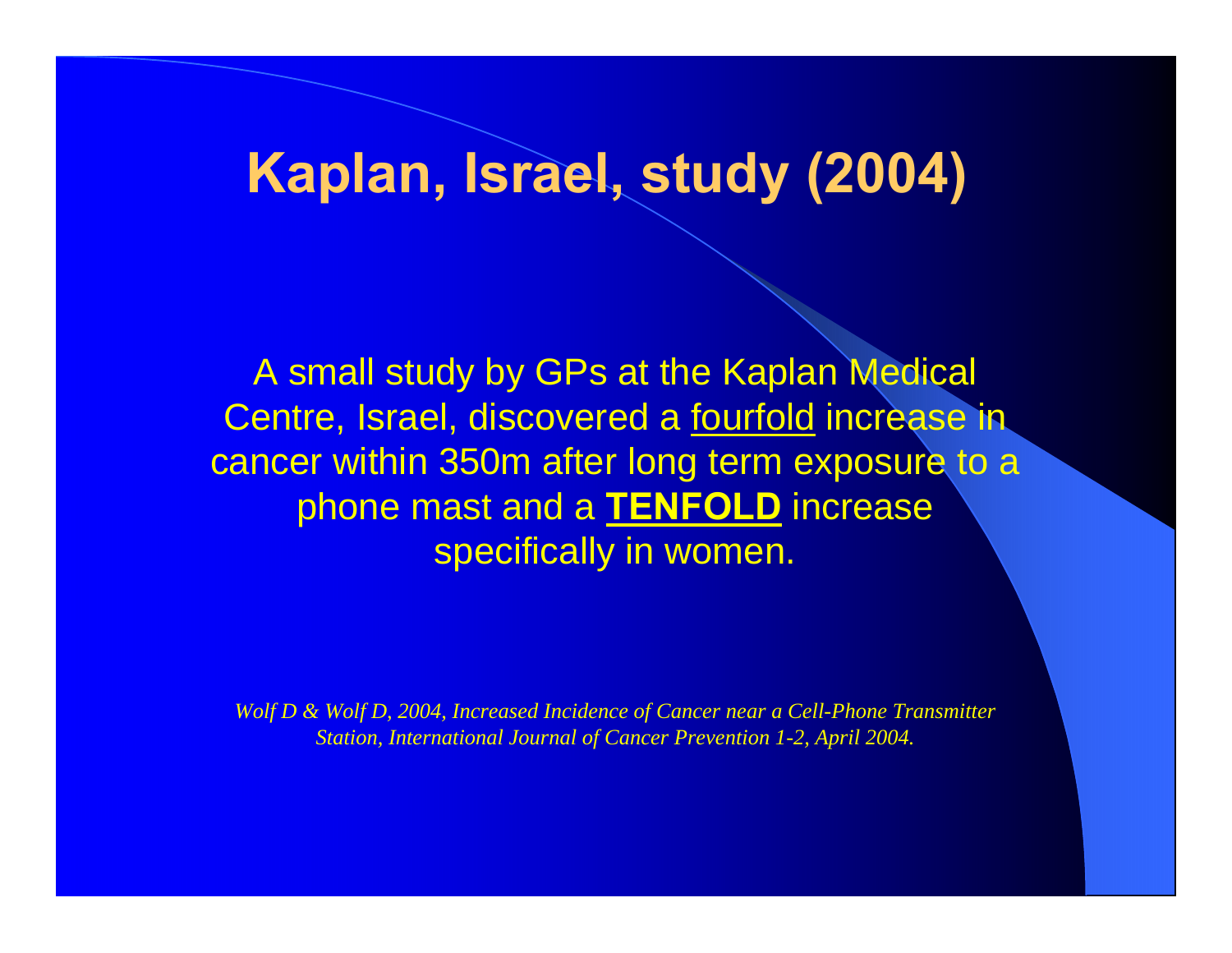# Kaplan, Israel, study (2004)

A small study by GPs at the Kaplan Medical Centre, Israel, discovered a <u>fourfold</u> increase in cancer within 350m after long term exposure to a phone mast and a **<u>TENFOLD</u>** increase specifically in women.

*Wolf D & Wolf D, 2004, Increased Incidence of Cancer near a Cell-Phone Transmitter Station, International Journal of Cancer Prevention 1-2, April 2004.*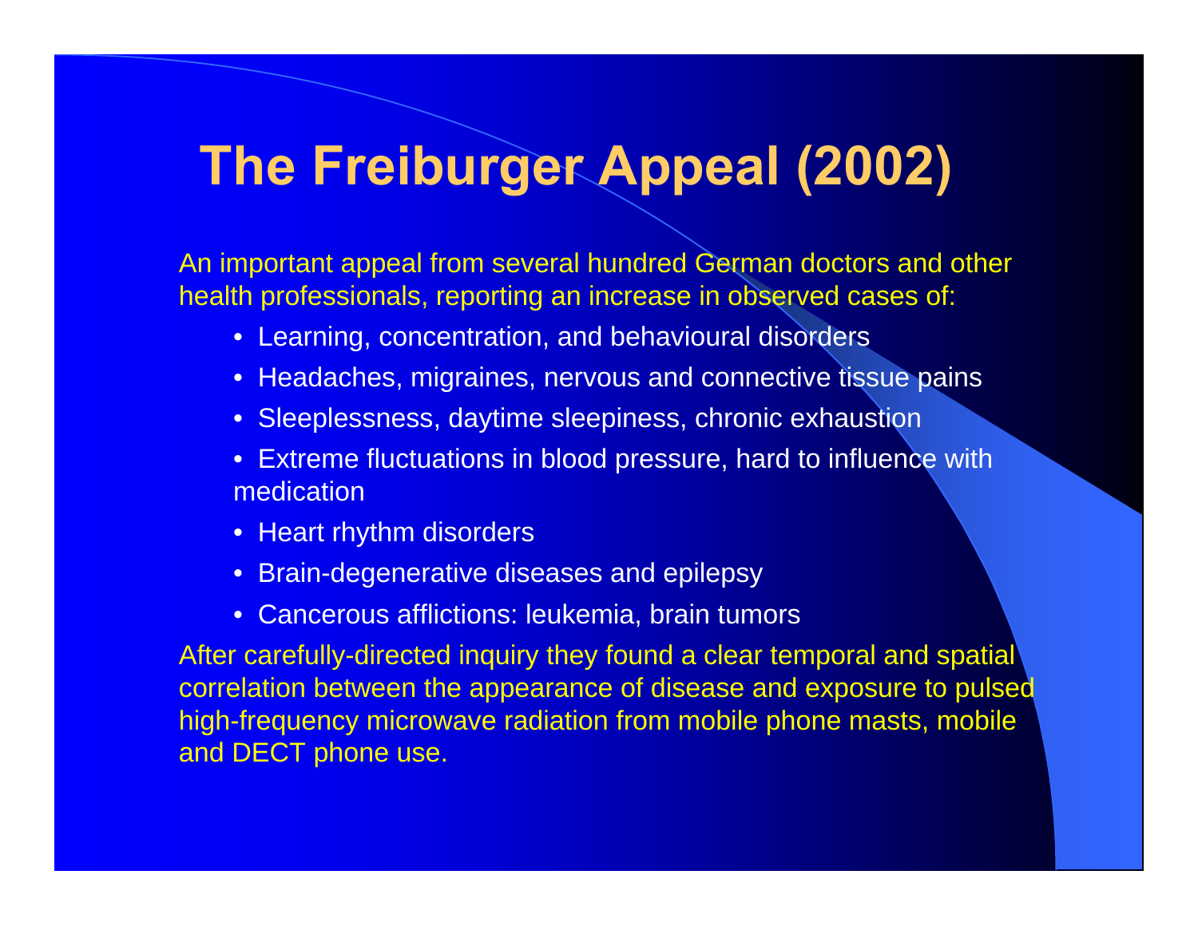# The Freiburger Appeal (2002)

An important appeal from several hundred German doctors and other health professionals, reporting an increase in observed cases of:

- Learning, concentration, and behavioural disorders
- Headaches, migraines, nervous and connective tissue pains
- Sleeplessness, daytime sleepiness, chronic exhaustion
- Extreme fluctuations in blood pressure, hard to influence with medication
- Heart rhythm disorders
- Brain-degenerative diseases and epilepsy
- Cancerous afflictions: leukemia, brain tumors

After carefully-directed inquiry they found a clear temporal and spatial correlation between the appearance of disease and exposure to pulsed high-frequency microwave radiation from mobile phone masts, mobile and DECT phone use.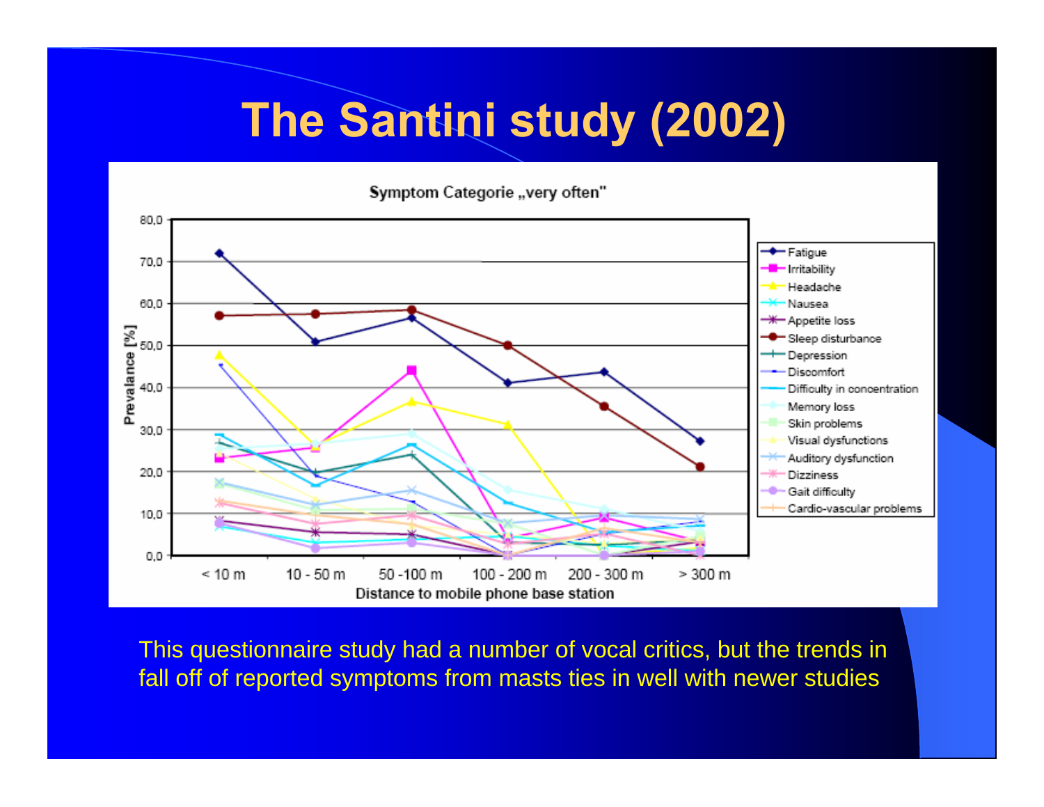# The Santini study (2002)

Symptom Categorie „very often"

This questionnaire study had a number of vocal critics, but the trends in fall off of reported symptoms from masts ties in well with newer studies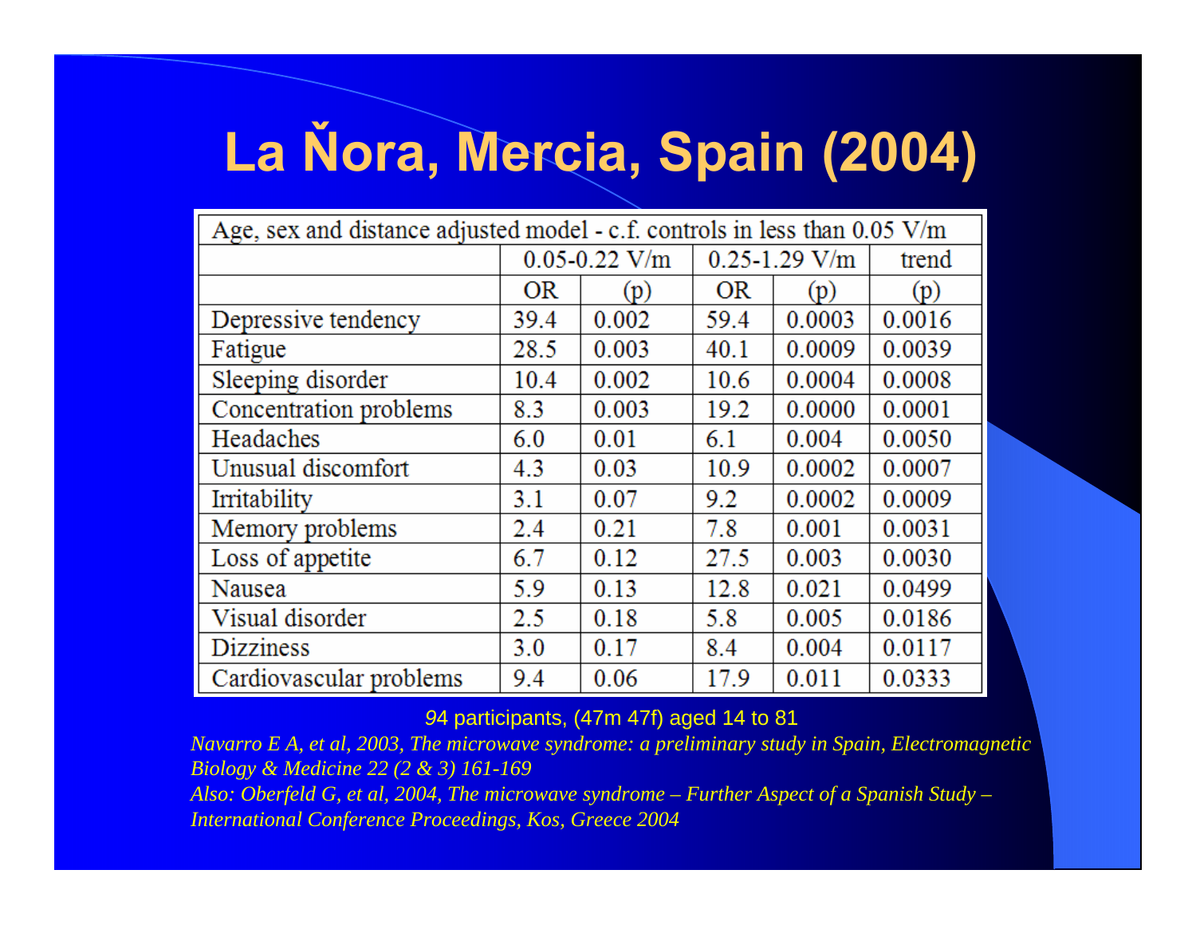# La Ňora, Mercia, Spain (2004)

| Age, sex and distance adjusted model - c.f. controls in less than 0.05 V/m | | | | | |
|---|---|---|---|---|---|
| | 0.05-0.22 V/m | | 0.25-1.29 V/m | | trend |
| | OR | (p) | OR | (p) | (p) |
| Depressive tendency | 39.4 | 0.002 | 59.4 | 0.0003 | 0.0016 |
| Fatigue | 28.5 | 0.003 | 40.1 | 0.0009 | 0.0039 |
| Sleeping disorder | 10.4 | 0.002 | 10.6 | 0.0004 | 0.0008 |
| Concentration problems | 8.3 | 0.003 | 19.2 | 0.0000 | 0.0001 |
| Headaches | 6.0 | 0.01 | 6.1 | 0.004 | 0.0050 |
| Unusual discomfort | 4.3 | 0.03 | 10.9 | 0.0002 | 0.0007 |
| Irritability | 3.1 | 0.07 | 9.2 | 0.0002 | 0.0009 |
| Memory problems | 2.4 | 0.21 | 7.8 | 0.001 | 0.0031 |
| Loss of appetite | 6.7 | 0.12 | 27.5 | 0.003 | 0.0030 |
| Nausea | 5.9 | 0.13 | 12.8 | 0.021 | 0.0499 |
| Visual disorder | 2.5 | 0.18 | 5.8 | 0.005 | 0.0186 |
| Dizziness | 3.0 | 0.17 | 8.4 | 0.004 | 0.0117 |
| Cardiovascular problems | 9.4 | 0.06 | 17.9 | 0.011 | 0.0333 |

94 participants, (47m 47f) aged 14 to 81

*Navarro E A, et al, 2003, The microwave syndrome: a preliminary study in Spain, Electromagnetic Biology & Medicine 22 (2 & 3) 161-169*

*Also: Oberfeld G, et al, 2004, The microwave syndrome – Further Aspect of a Spanish Study – International Conference Proceedings, Kos, Greece 2004*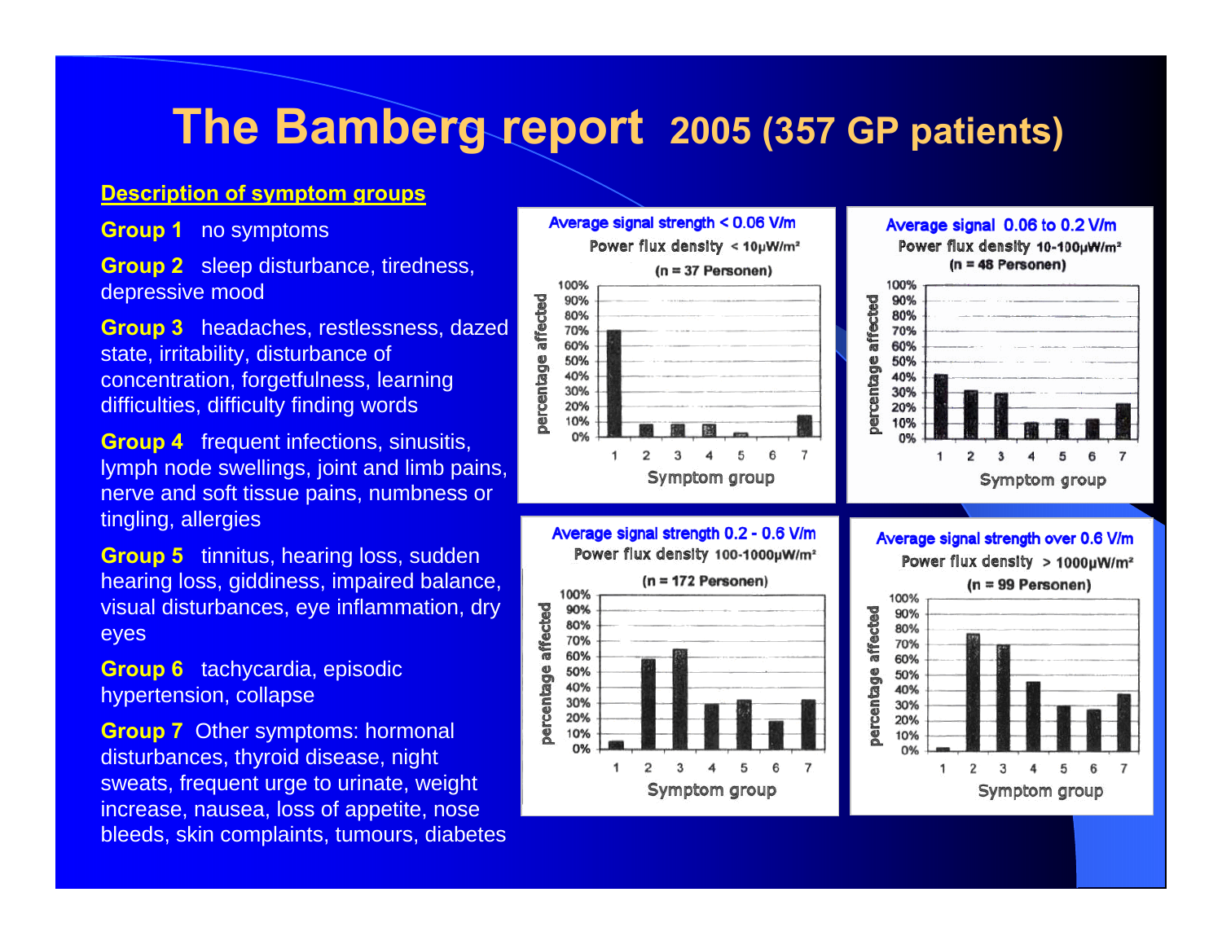# The Bamberg report 2005 (357 GP patients)

**Description of symptom groups**

**Group 1** no symptoms

**Group 2** sleep disturbance, tiredness, depressive mood

**Group 3** headaches, restlessness, dazed state, irritability, disturbance of concentration, forgetfulness, learning difficulties, difficulty finding words

**Group 4** frequent infections, sinusitis, lymph node swellings, joint and limb pains, nerve and soft tissue pains, numbness or tingling, allergies

**Group 5** tinnitus, hearing loss, sudden hearing loss, giddiness, impaired balance, visual disturbances, eye inflammation, dry eyes

**Group 6** tachycardia, episodic hypertension, collapse

**Group 7** Other symptoms: hormonal disturbances, thyroid disease, night sweats, frequent urge to urinate, weight increase, nausea, loss of appetite, nose bleeds, skin complaints, tumours, diabetes

Average signal strength < 0.06 V/m
Power flux density < 10μW/m²
(n = 37 Personen)

Average signal 0.06 to 0.2 V/m
Power flux density 10-100μW/m²
(n = 48 Personen)

Average signal strength 0.2 - 0.6 V/m
Power flux density 100-1000μW/m²
(n = 172 Personen)

Average signal strength over 0.6 V/m
Power flux density > 1000μW/m²
(n = 99 Personen)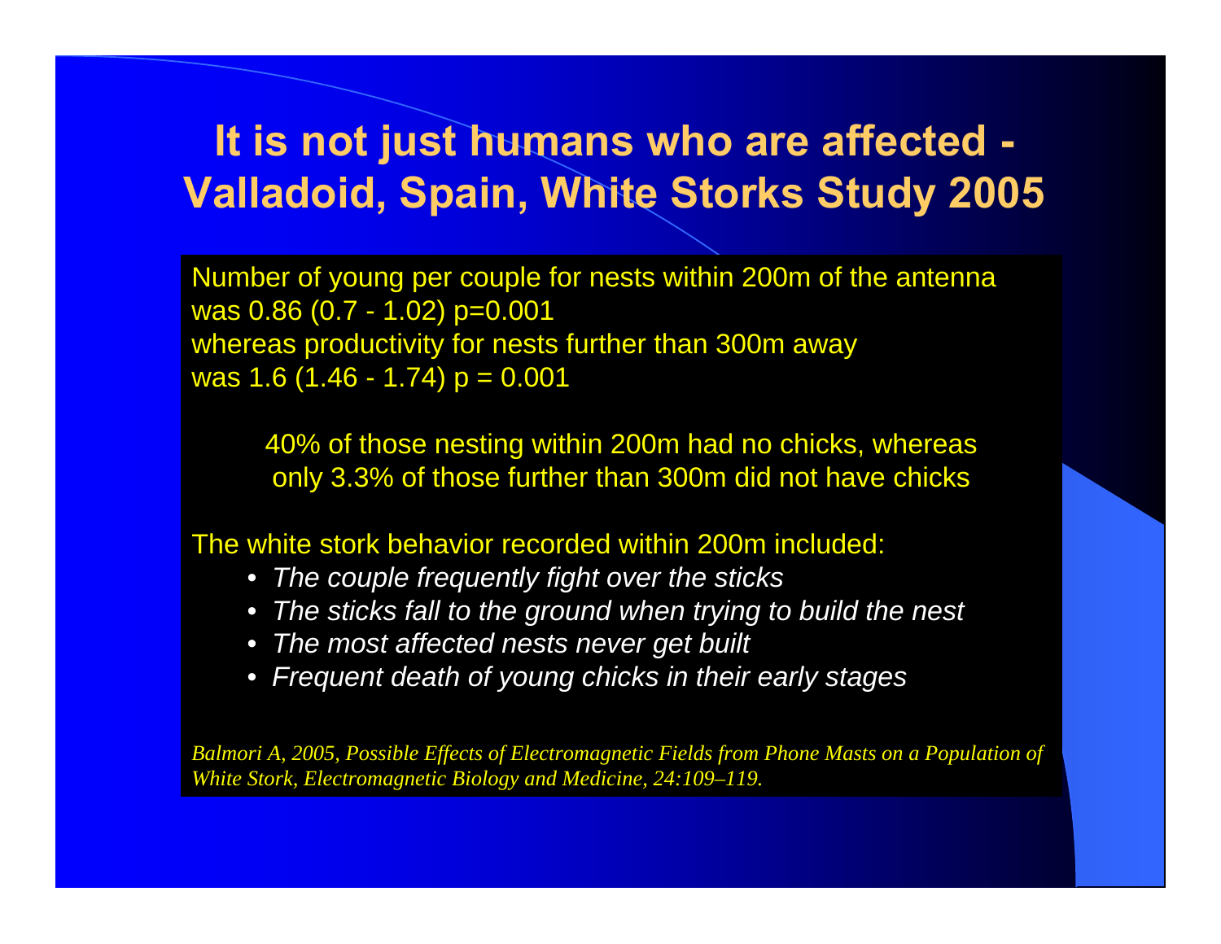# It is not just humans who are affected - Valladoid, Spain, White Storks Study 2005

Number of young per couple for nests within 200m of the antenna was 0.86 (0.7 - 1.02) p=0.001
whereas productivity for nests further than 300m away was 1.6 (1.46 - 1.74) p = 0.001

40% of those nesting within 200m had no chicks, whereas only 3.3% of those further than 300m did not have chicks

The white stork behavior recorded within 200m included:

- *The couple frequently fight over the sticks*
- *The sticks fall to the ground when trying to build the nest*
- *The most affected nests never get built*
- *Frequent death of young chicks in their early stages*

*Balmori A, 2005, Possible Effects of Electromagnetic Fields from Phone Masts on a Population of White Stork, Electromagnetic Biology and Medicine, 24:109–119.*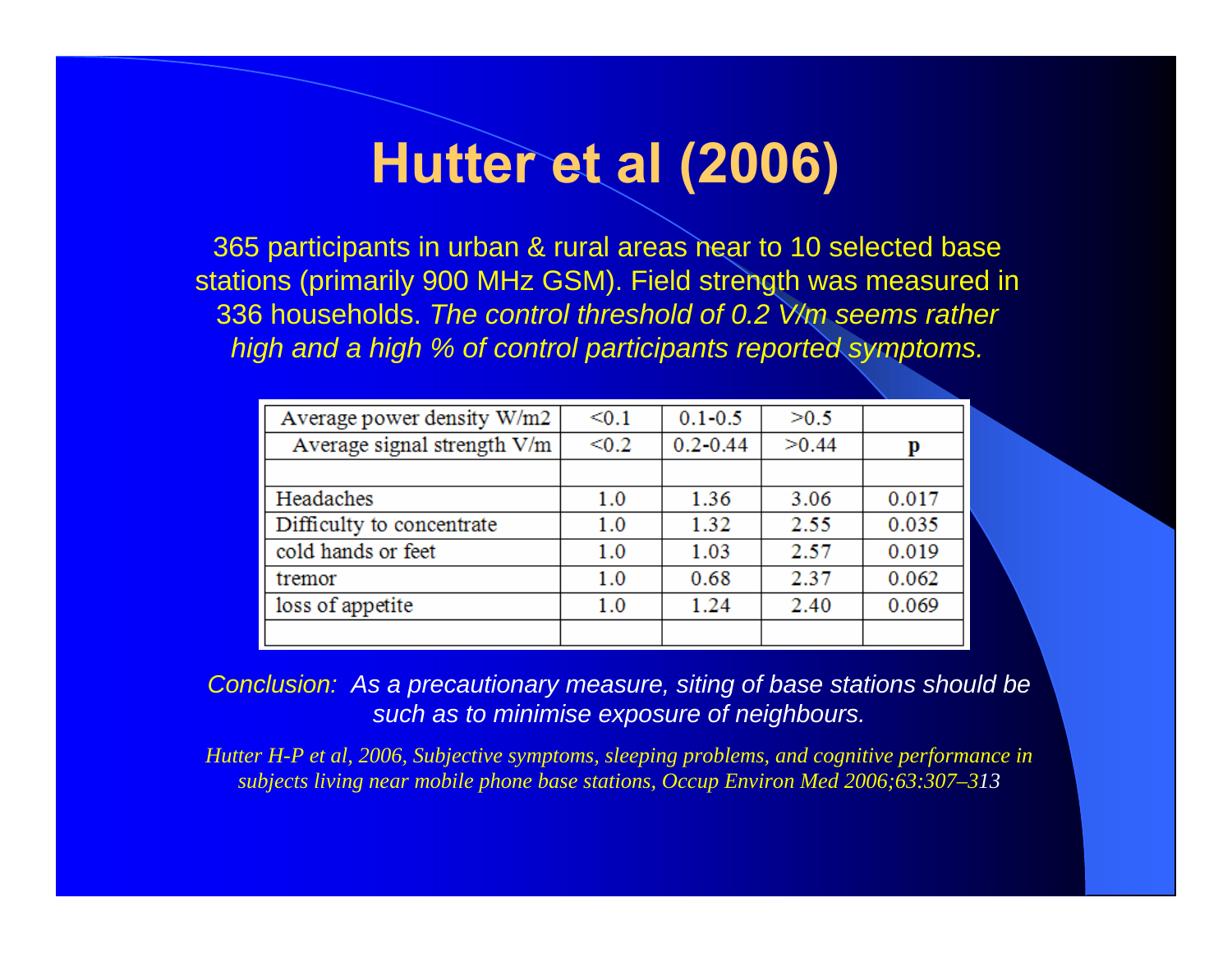# Hutter et al (2006)

365 participants in urban & rural areas near to 10 selected base stations (primarily 900 MHz GSM). Field strength was measured in 336 households. *The control threshold of 0.2 V/m seems rather high and a high % of control participants reported symptoms.*

| Average power density W/m2 | <0.1 | 0.1-0.5 | >0.5 | |
|---|---|---|---|---|
| Average signal strength V/m | <0.2 | 0.2-0.44 | >0.44 | p |
| | | | | |
| Headaches | 1.0 | 1.36 | 3.06 | 0.017 |
| Difficulty to concentrate | 1.0 | 1.32 | 2.55 | 0.035 |
| cold hands or feet | 1.0 | 1.03 | 2.57 | 0.019 |
| tremor | 1.0 | 0.68 | 2.37 | 0.062 |
| loss of appetite | 1.0 | 1.24 | 2.40 | 0.069 |
| | | | | |

*Conclusion: As a precautionary measure, siting of base stations should be such as to minimise exposure of neighbours.*

*Hutter H-P et al, 2006, Subjective symptoms, sleeping problems, and cognitive performance in subjects living near mobile phone base stations, Occup Environ Med 2006;63:307–313*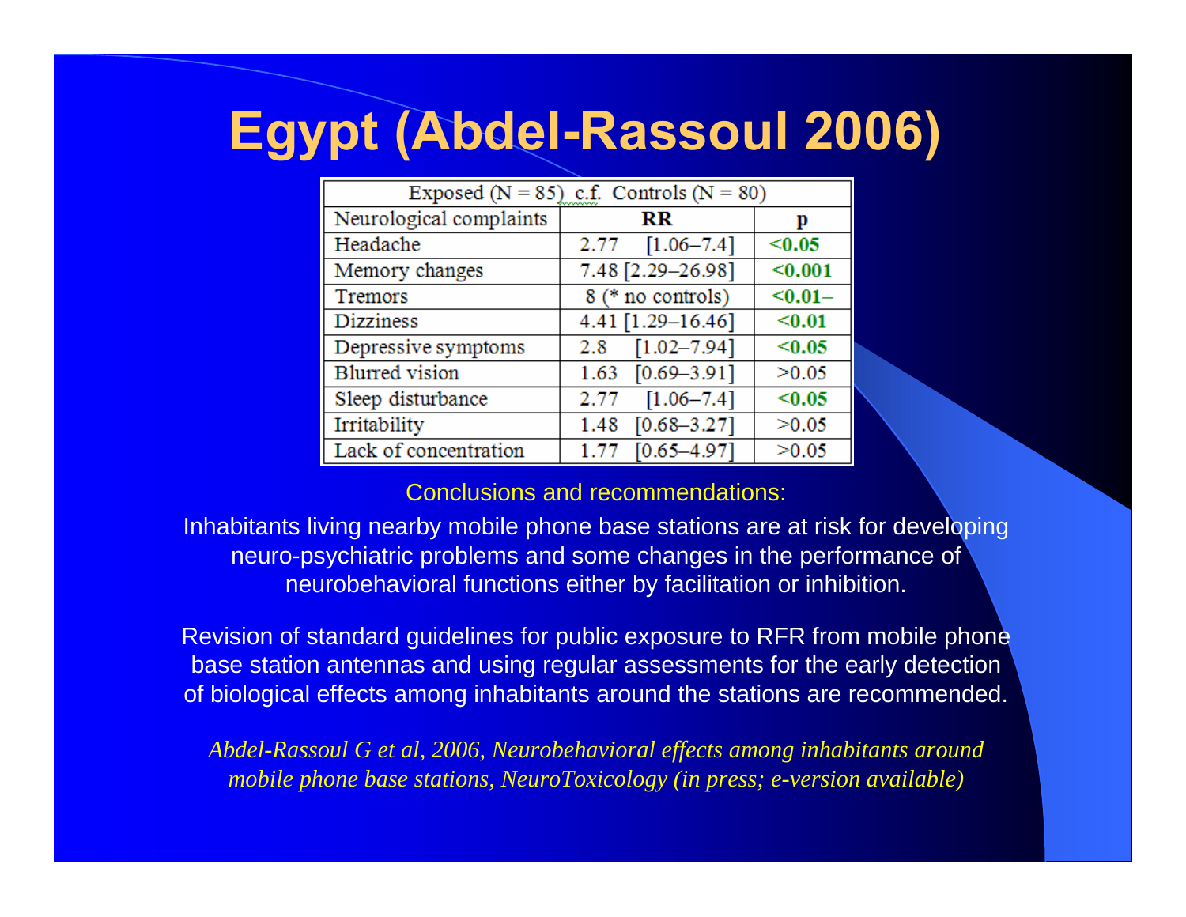# Egypt (Abdel-Rassoul 2006)

| Exposed (N = 85) c.f. Controls (N = 80) | | |
|---|---|---|
| Neurological complaints | **RR** | **p** |
| Headache | 2.77 [1.06–7.4] | **<0.05** |
| Memory changes | 7.48 [2.29–26.98] | **<0.001** |
| Tremors | 8 (* no controls) | **<0.01–** |
| Dizziness | 4.41 [1.29–16.46] | **<0.01** |
| Depressive symptoms | 2.8 [1.02–7.94] | **<0.05** |
| Blurred vision | 1.63 [0.69–3.91] | >0.05 |
| Sleep disturbance | 2.77 [1.06–7.4] | **<0.05** |
| Irritability | 1.48 [0.68–3.27] | >0.05 |
| Lack of concentration | 1.77 [0.65–4.97] | >0.05 |

Conclusions and recommendations:

Inhabitants living nearby mobile phone base stations are at risk for developing neuro-psychiatric problems and some changes in the performance of neurobehavioral functions either by facilitation or inhibition.

Revision of standard guidelines for public exposure to RFR from mobile phone base station antennas and using regular assessments for the early detection of biological effects among inhabitants around the stations are recommended.

*Abdel-Rassoul G et al, 2006, Neurobehavioral effects among inhabitants around mobile phone base stations, NeuroToxicology (in press; e-version available)*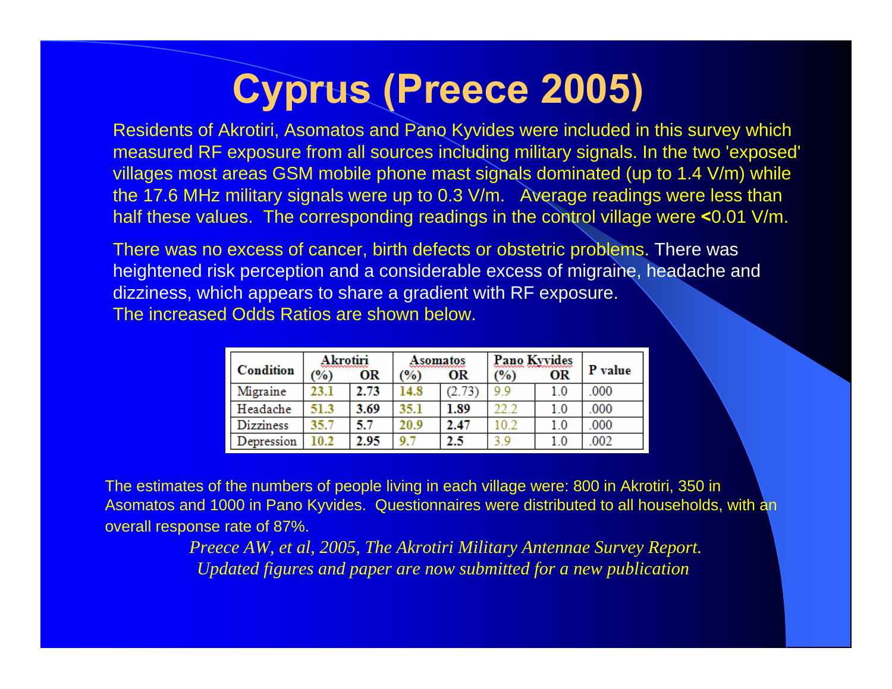# Cyprus (Preece 2005)

Residents of Akrotiri, Asomatos and Pano Kyvides were included in this survey which measured RF exposure from all sources including military signals. In the two 'exposed' villages most areas GSM mobile phone mast signals dominated (up to 1.4 V/m) while the 17.6 MHz military signals were up to 0.3 V/m. Average readings were less than half these values. The corresponding readings in the control village were **<**0.01 V/m.

There was no excess of cancer, birth defects or obstetric problems. There was heightened risk perception and a considerable excess of migraine, headache and dizziness, which appears to share a gradient with RF exposure. The increased Odds Ratios are shown below.

| Condition | Akrotiri | | Asomatos | | Pano Kyvides | | P value |
|---|---|---|---|---|---|---|---|
| | (%) | OR | (%) | OR | (%) | OR | |
| Migraine | 23.1 | 2.73 | 14.8 | (2.73) | 9.9 | 1.0 | .000 |
| Headache | 51.3 | 3.69 | 35.1 | 1.89 | 22.2 | 1.0 | .000 |
| Dizziness | 35.7 | 5.7 | 20.9 | 2.47 | 10.2 | 1.0 | .000 |
| Depression | 10.2 | 2.95 | 9.7 | 2.5 | 3.9 | 1.0 | .002 |

The estimates of the numbers of people living in each village were: 800 in Akrotiri, 350 in Asomatos and 1000 in Pano Kyvides. Questionnaires were distributed to all households, with an overall response rate of 87%.

*Preece AW, et al, 2005, The Akrotiri Military Antennae Survey Report.*
*Updated figures and paper are now submitted for a new publication*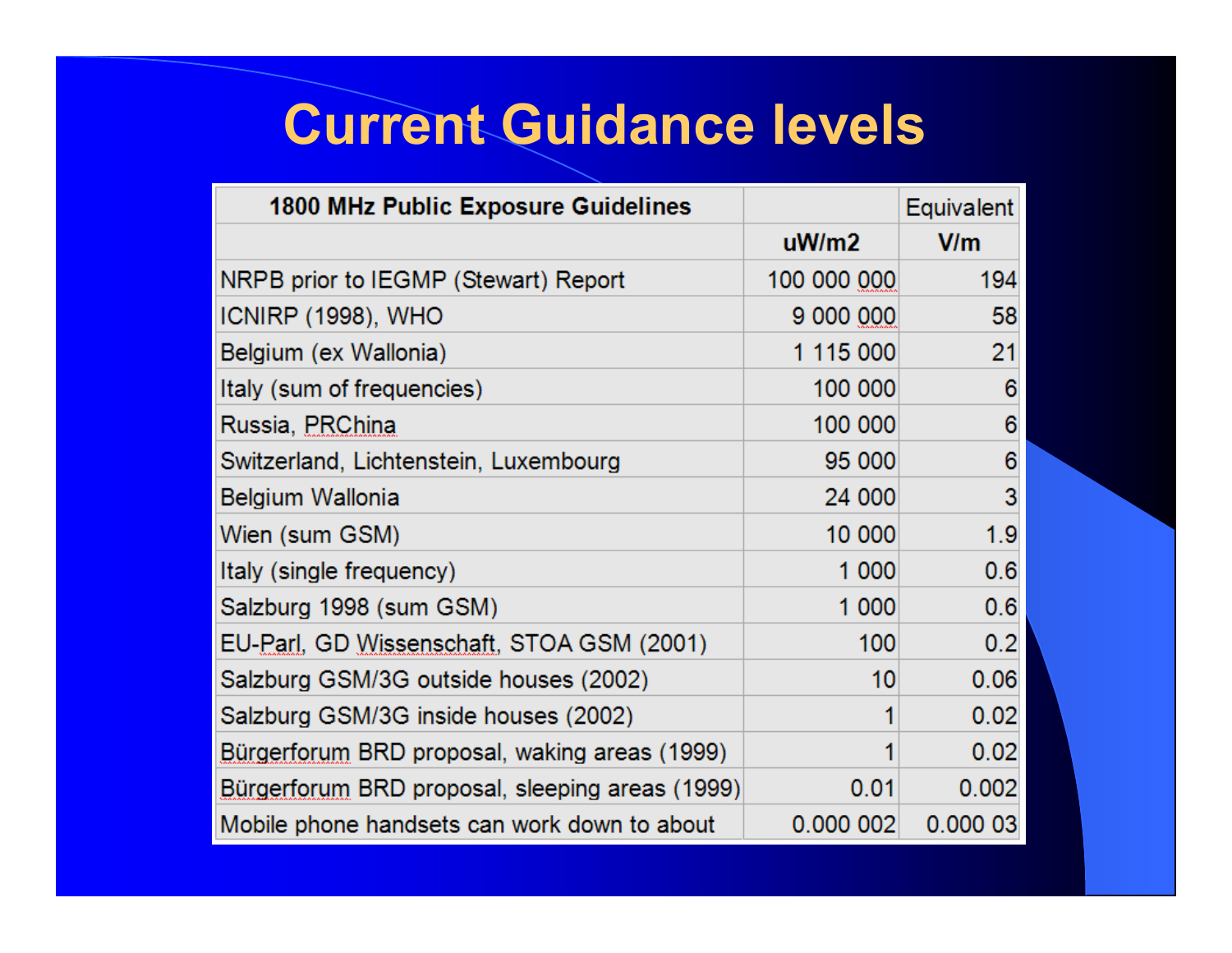# Current Guidance levels

| 1800 MHz Public Exposure Guidelines | | Equivalent |
|---|---|---|
| | uW/m2 | V/m |
| NRPB prior to IEGMP (Stewart) Report | 100 000 000 | 194 |
| ICNIRP (1998), WHO | 9 000 000 | 58 |
| Belgium (ex Wallonia) | 1 115 000 | 21 |
| Italy (sum of frequencies) | 100 000 | 6 |
| Russia, PRChina | 100 000 | 6 |
| Switzerland, Lichtenstein, Luxembourg | 95 000 | 6 |
| Belgium Wallonia | 24 000 | 3 |
| Wien (sum GSM) | 10 000 | 1.9 |
| Italy (single frequency) | 1 000 | 0.6 |
| Salzburg 1998 (sum GSM) | 1 000 | 0.6 |
| EU-Parl, GD Wissenschaft, STOA GSM (2001) | 100 | 0.2 |
| Salzburg GSM/3G outside houses (2002) | 10 | 0.06 |
| Salzburg GSM/3G inside houses (2002) | 1 | 0.02 |
| Bürgerforum BRD proposal, waking areas (1999) | 1 | 0.02 |
| Bürgerforum BRD proposal, sleeping areas (1999) | 0.01 | 0.002 |
| Mobile phone handsets can work down to about | 0.000 002 | 0.000 03 |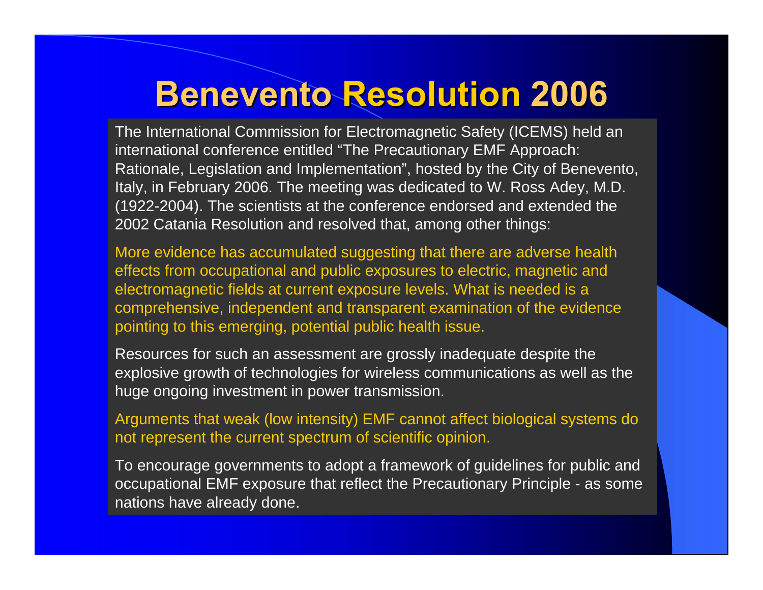# Benevento Resolution 2006

The International Commission for Electromagnetic Safety (ICEMS) held an international conference entitled “The Precautionary EMF Approach: Rationale, Legislation and Implementation”, hosted by the City of Benevento, Italy, in February 2006. The meeting was dedicated to W. Ross Adey, M.D. (1922-2004). The scientists at the conference endorsed and extended the 2002 Catania Resolution and resolved that, among other things:

More evidence has accumulated suggesting that there are adverse health effects from occupational and public exposures to electric, magnetic and electromagnetic fields at current exposure levels. What is needed is a comprehensive, independent and transparent examination of the evidence pointing to this emerging, potential public health issue.

Resources for such an assessment are grossly inadequate despite the explosive growth of technologies for wireless communications as well as the huge ongoing investment in power transmission.

Arguments that weak (low intensity) EMF cannot affect biological systems do not represent the current spectrum of scientific opinion.

To encourage governments to adopt a framework of guidelines for public and occupational EMF exposure that reflect the Precautionary Principle - as some nations have already done.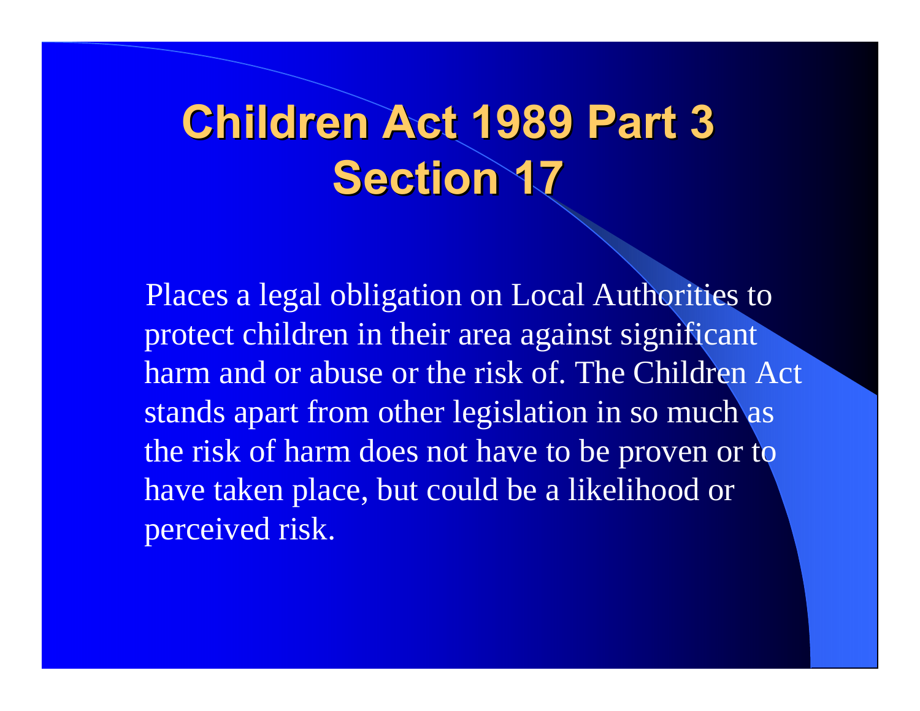# Children Act 1989 Part 3 Section 17

Places a legal obligation on Local Authorities to protect children in their area against significant harm and or abuse or the risk of. The Children Act stands apart from other legislation in so much as the risk of harm does not have to be proven or to have taken place, but could be a likelihood or perceived risk.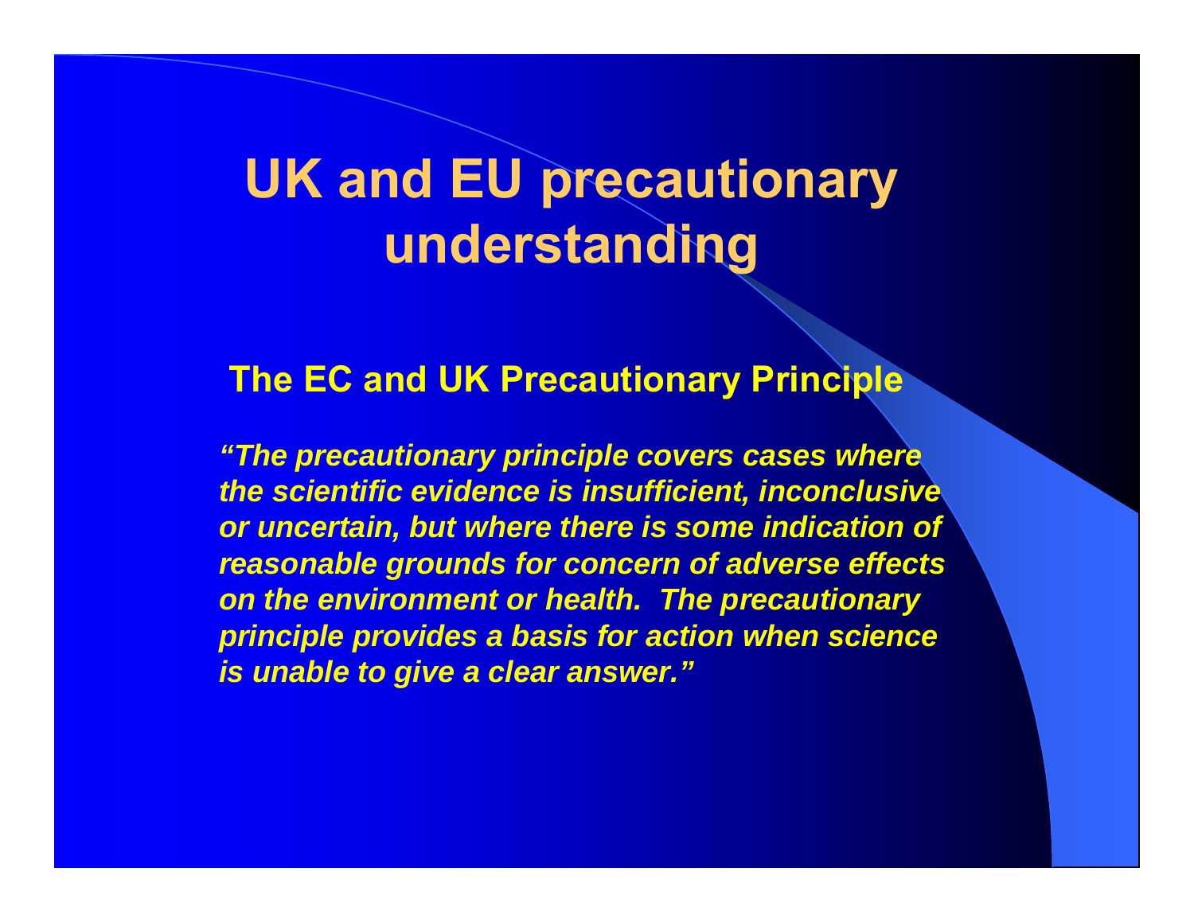# UK and EU precautionary understanding

## The EC and UK Precautionary Principle

***"The precautionary principle covers cases where the scientific evidence is insufficient, inconclusive or uncertain, but where there is some indication of reasonable grounds for concern of adverse effects on the environment or health. The precautionary principle provides a basis for action when science is unable to give a clear answer."***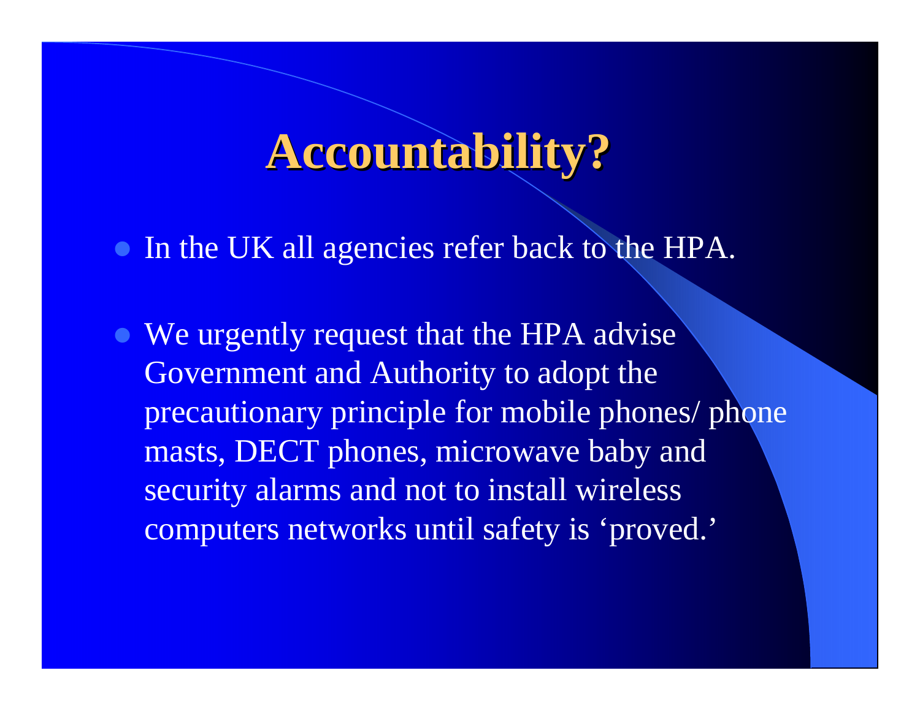# Accountability?

- In the UK all agencies refer back to the HPA.
- We urgently request that the HPA advise Government and Authority to adopt the precautionary principle for mobile phones/ phone masts, DECT phones, microwave baby and security alarms and not to install wireless computers networks until safety is ‘proved.’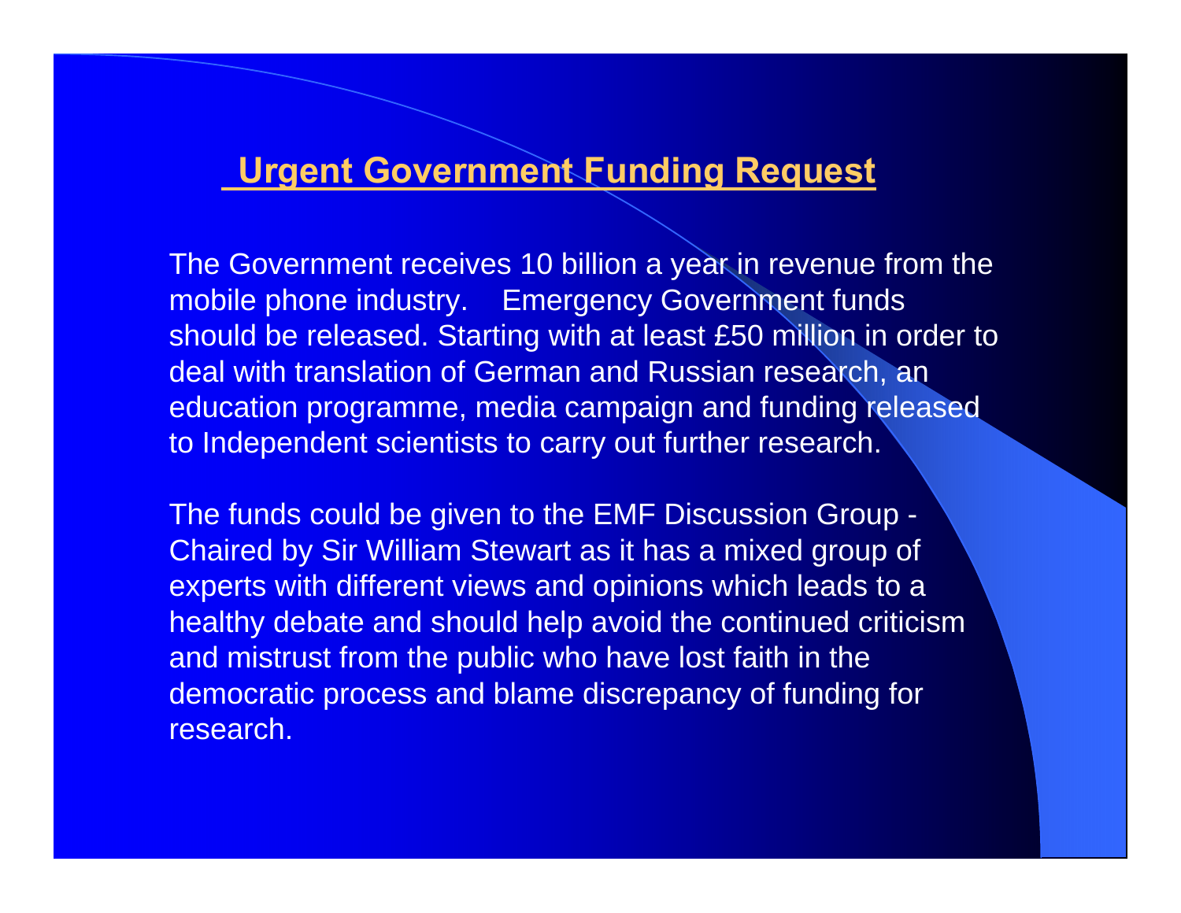## Urgent Government Funding Request

The Government receives 10 billion a year in revenue from the mobile phone industry. Emergency Government funds should be released. Starting with at least £50 million in order to deal with translation of German and Russian research, an education programme, media campaign and funding released to Independent scientists to carry out further research.

The funds could be given to the EMF Discussion Group - Chaired by Sir William Stewart as it has a mixed group of experts with different views and opinions which leads to a healthy debate and should help avoid the continued criticism and mistrust from the public who have lost faith in the democratic process and blame discrepancy of funding for research.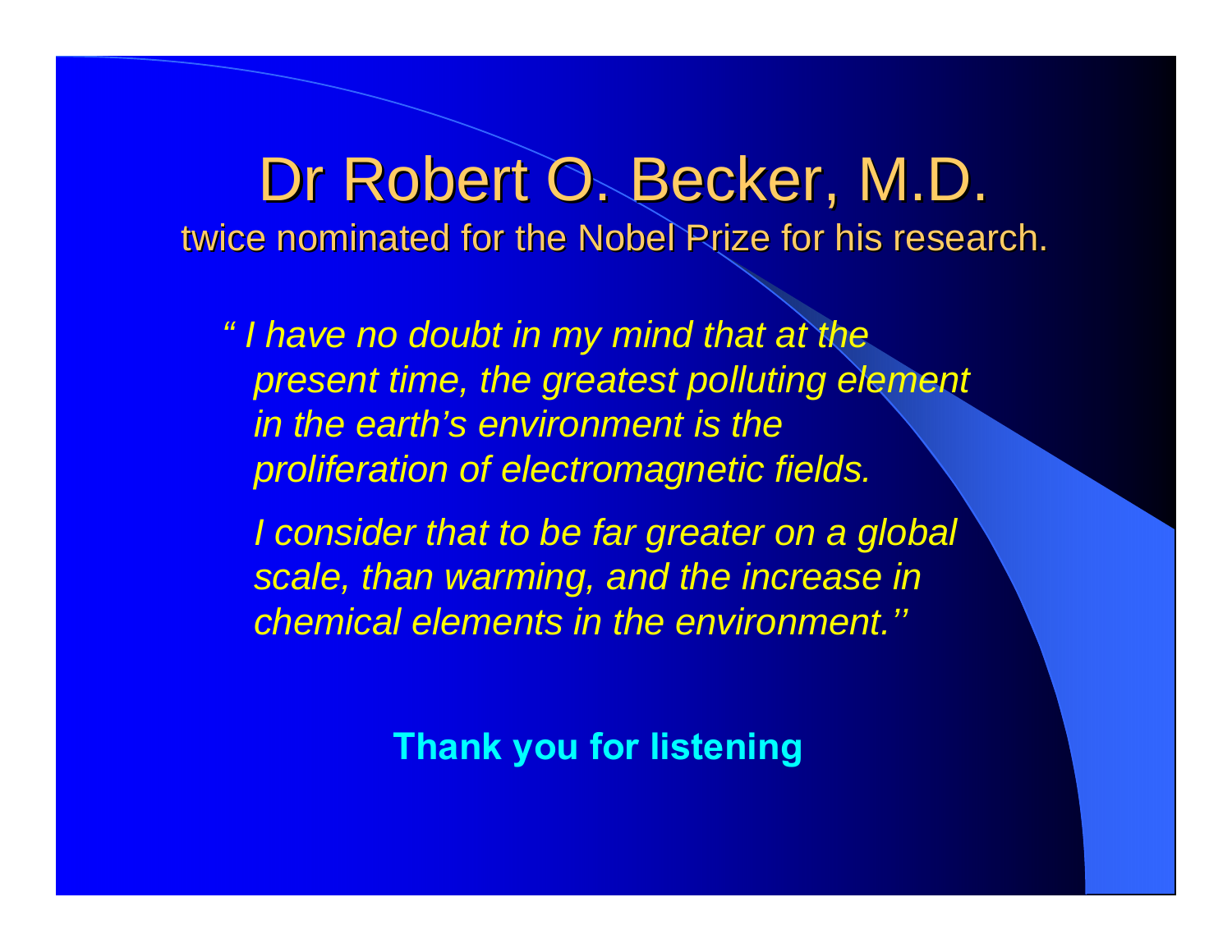# Dr Robert O. Becker, M.D.

twice nominated for the Nobel Prize for his research.

*" I have no doubt in my mind that at the present time, the greatest polluting element in the earth's environment is the proliferation of electromagnetic fields.*

*I consider that to be far greater on a global scale, than warming, and the increase in chemical elements in the environment.''*

**Thank you for listening**